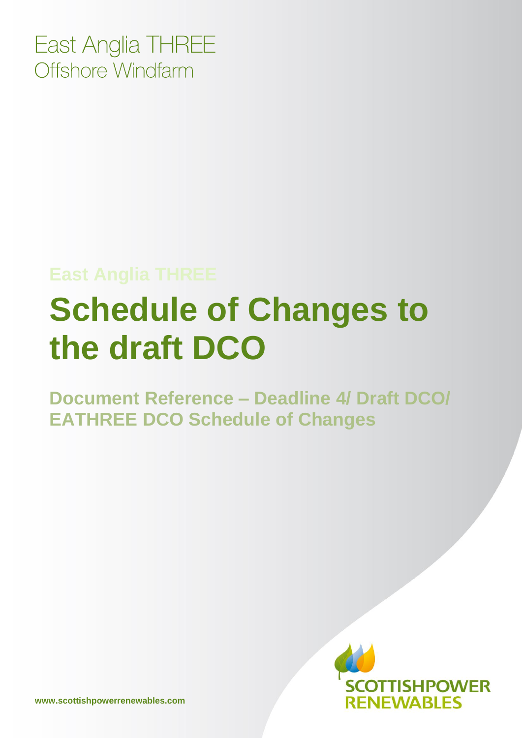East Anglia THREE
Offshore Windfarm

East Anglia THREE

# Schedule of Changes to the draft DCO

**Document Reference – Deadline 4/ Draft DCO/ EATHREE DCO Schedule of Changes**

SCOTTISHPOWER RENEWABLES

www.scottishpowerrenewables.com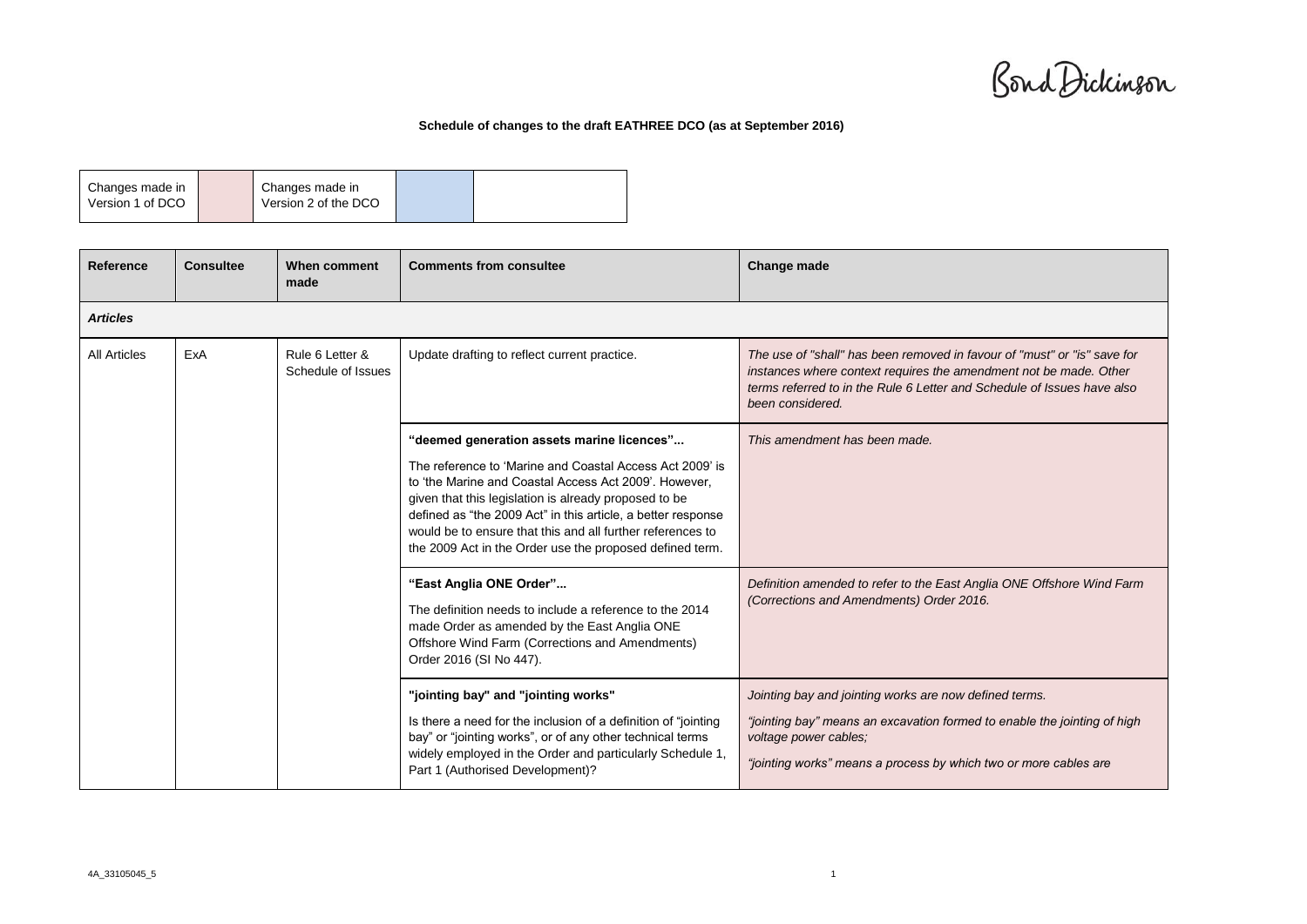**Schedule of changes to the draft EATHREE DCO (as at September 2016)**

| Changes made in Version 1 of DCO | | Changes made in Version 2 of the DCO | | |
|---|---|---|---|---|

| Reference | Consultee | When comment made | Comments from consultee | Change made |
|---|---|---|---|---|
| ***Articles*** | | | | |
| All Articles | ExA | Rule 6 Letter & Schedule of Issues | Update drafting to reflect current practice. | *The use of "shall" has been removed in favour of "must" or "is" save for instances where context requires the amendment not be made. Other terms referred to in the Rule 6 Letter and Schedule of Issues have also been considered.* |
| | | | **"deemed generation assets marine licences"...** The reference to 'Marine and Coastal Access Act 2009' is to 'the Marine and Coastal Access Act 2009'. However, given that this legislation is already proposed to be defined as "the 2009 Act" in this article, a better response would be to ensure that this and all further references to the 2009 Act in the Order use the proposed defined term. | *This amendment has been made.* |
| | | | **"East Anglia ONE Order"...** The definition needs to include a reference to the 2014 made Order as amended by the East Anglia ONE Offshore Wind Farm (Corrections and Amendments) Order 2016 (SI No 447). | *Definition amended to refer to the East Anglia ONE Offshore Wind Farm (Corrections and Amendments) Order 2016.* |
| | | | **"jointing bay" and "jointing works"** Is there a need for the inclusion of a definition of "jointing bay" or "jointing works", or of any other technical terms widely employed in the Order and particularly Schedule 1, Part 1 (Authorised Development)? | *Jointing bay and jointing works are now defined terms.* *"jointing bay" means an excavation formed to enable the jointing of high voltage power cables;* *"jointing works" means a process by which two or more cables are* |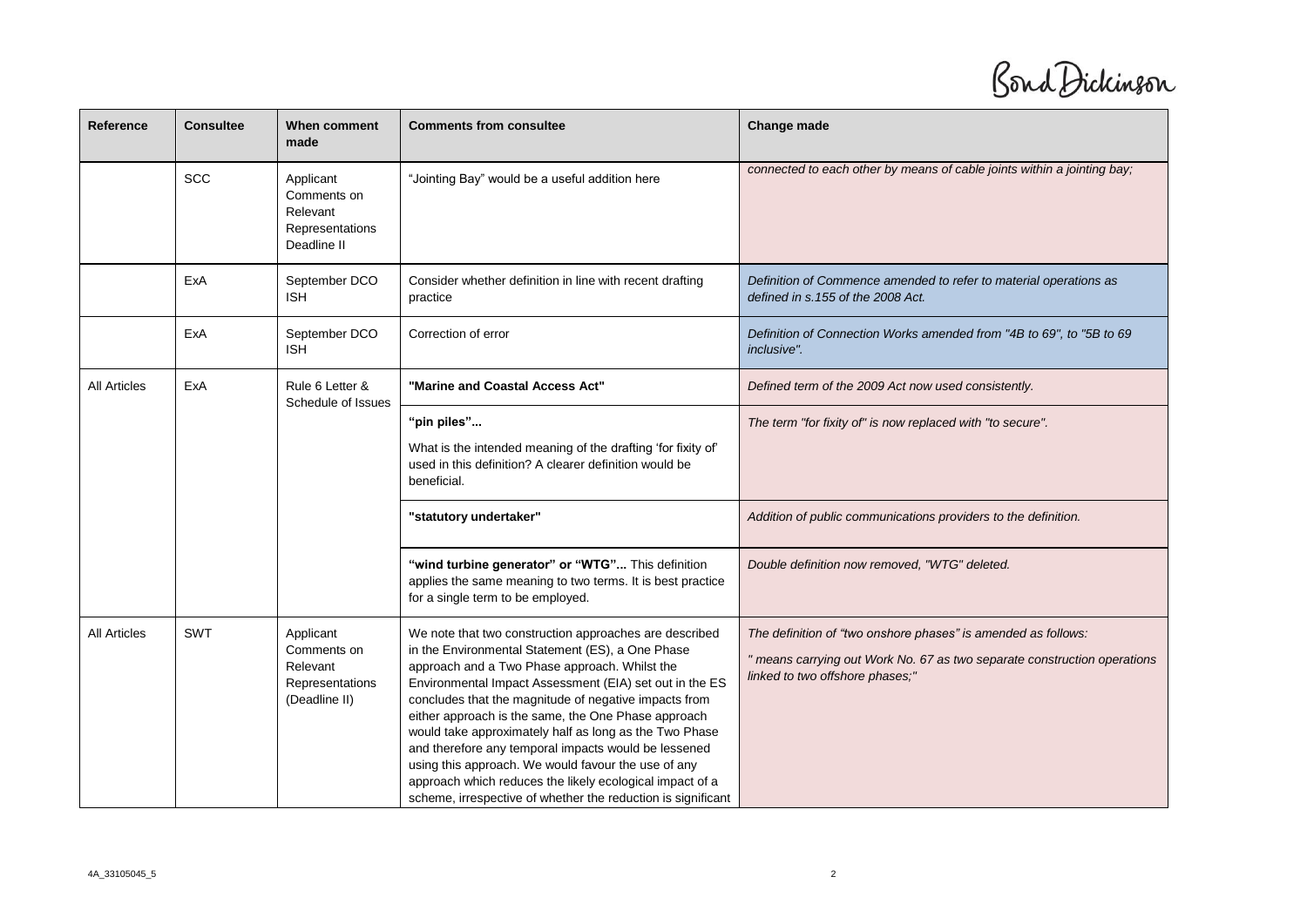| Reference | Consultee | When comment made | Comments from consultee | Change made |
|---|---|---|---|---|
| | SCC | Applicant Comments on Relevant Representations Deadline II | "Jointing Bay" would be a useful addition here | *connected to each other by means of cable joints within a jointing bay;* |
| | ExA | September DCO ISH | Consider whether definition in line with recent drafting practice | *Definition of Commence amended to refer to material operations as defined in s.155 of the 2008 Act.* |
| | ExA | September DCO ISH | Correction of error | *Definition of Connection Works amended from "4B to 69", to "5B to 69 inclusive".* |
| All Articles | ExA | Rule 6 Letter & Schedule of Issues | **"Marine and Coastal Access Act"** | *Defined term of the 2009 Act now used consistently.* |
| | | | **"pin piles"...** What is the intended meaning of the drafting 'for fixity of' used in this definition? A clearer definition would be beneficial. | *The term "for fixity of" is now replaced with "to secure".* |
| | | | **"statutory undertaker"** | *Addition of public communications providers to the definition.* |
| | | | **"wind turbine generator" or "WTG"...** This definition applies the same meaning to two terms. It is best practice for a single term to be employed. | *Double definition now removed, "WTG" deleted.* |
| All Articles | SWT | Applicant Comments on Relevant Representations (Deadline II) | We note that two construction approaches are described in the Environmental Statement (ES), a One Phase approach and a Two Phase approach. Whilst the Environmental Impact Assessment (EIA) set out in the ES concludes that the magnitude of negative impacts from either approach is the same, the One Phase approach would take approximately half as long as the Two Phase and therefore any temporal impacts would be lessened using this approach. We would favour the use of any approach which reduces the likely ecological impact of a scheme, irrespective of whether the reduction is significant | *The definition of "two onshore phases" is amended as follows:* *" means carrying out Work No. 67 as two separate construction operations linked to two offshore phases;"* |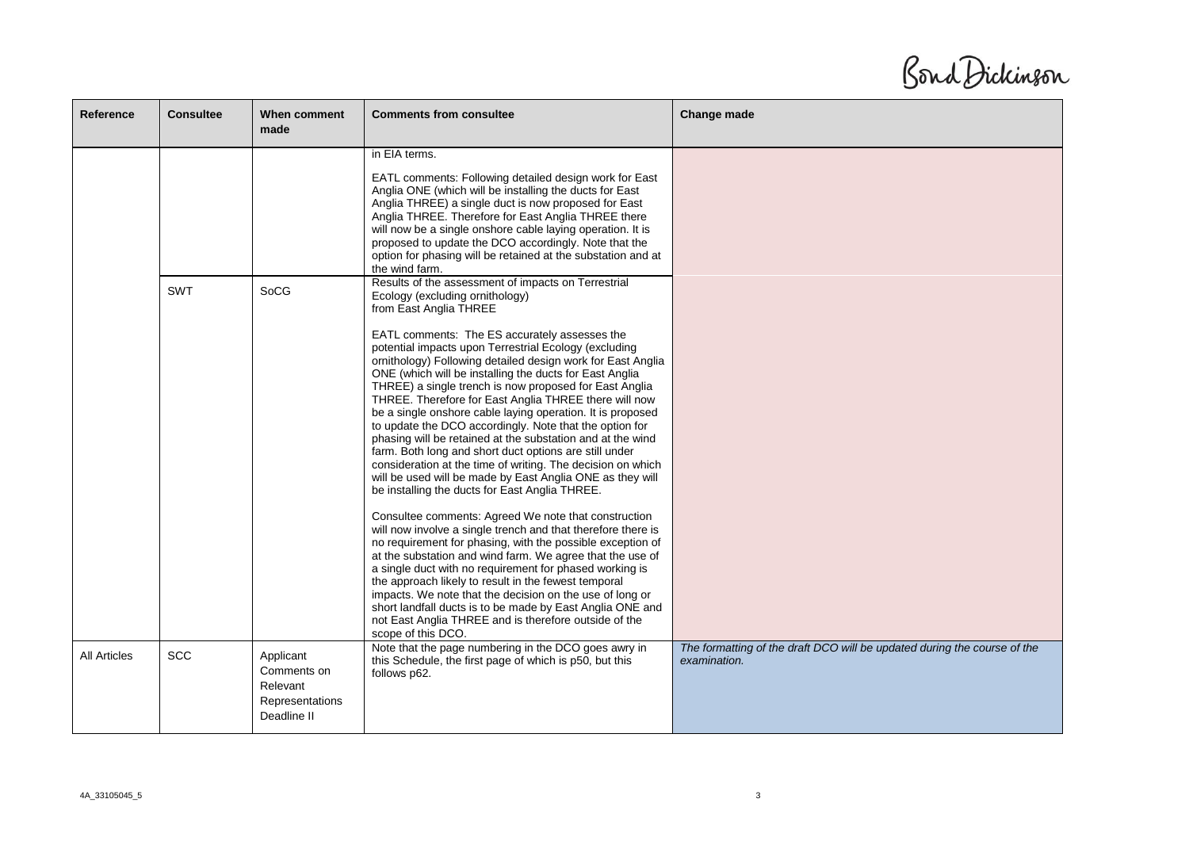| Reference | Consultee | When comment made | Comments from consultee | Change made |
|---|---|---|---|---|
| | | | in EIA terms.<br><br>EATL comments: Following detailed design work for East Anglia ONE (which will be installing the ducts for East Anglia THREE) a single duct is now proposed for East Anglia THREE. Therefore for East Anglia THREE there will now be a single onshore cable laying operation. It is proposed to update the DCO accordingly. Note that the option for phasing will be retained at the substation and at the wind farm. | |
| | SWT | SoCG | Results of the assessment of impacts on Terrestrial Ecology (excluding ornithology) from East Anglia THREE<br><br>EATL comments: The ES accurately assesses the potential impacts upon Terrestrial Ecology (excluding ornithology) Following detailed design work for East Anglia ONE (which will be installing the ducts for East Anglia THREE) a single trench is now proposed for East Anglia THREE. Therefore for East Anglia THREE there will now be a single onshore cable laying operation. It is proposed to update the DCO accordingly. Note that the option for phasing will be retained at the substation and at the wind farm. Both long and short duct options are still under consideration at the time of writing. The decision on which will be used will be made by East Anglia ONE as they will be installing the ducts for East Anglia THREE.<br><br>Consultee comments: Agreed We note that construction will now involve a single trench and that therefore there is no requirement for phasing, with the possible exception of at the substation and wind farm. We agree that the use of a single duct with no requirement for phased working is the approach likely to result in the fewest temporal impacts. We note that the decision on the use of long or short landfall ducts is to be made by East Anglia ONE and not East Anglia THREE and is therefore outside of the scope of this DCO. | |
| All Articles | SCC | Applicant Comments on Relevant Representations Deadline II | Note that the page numbering in the DCO goes awry in this Schedule, the first page of which is p50, but this follows p62. | *The formatting of the draft DCO will be updated during the course of the examination.* |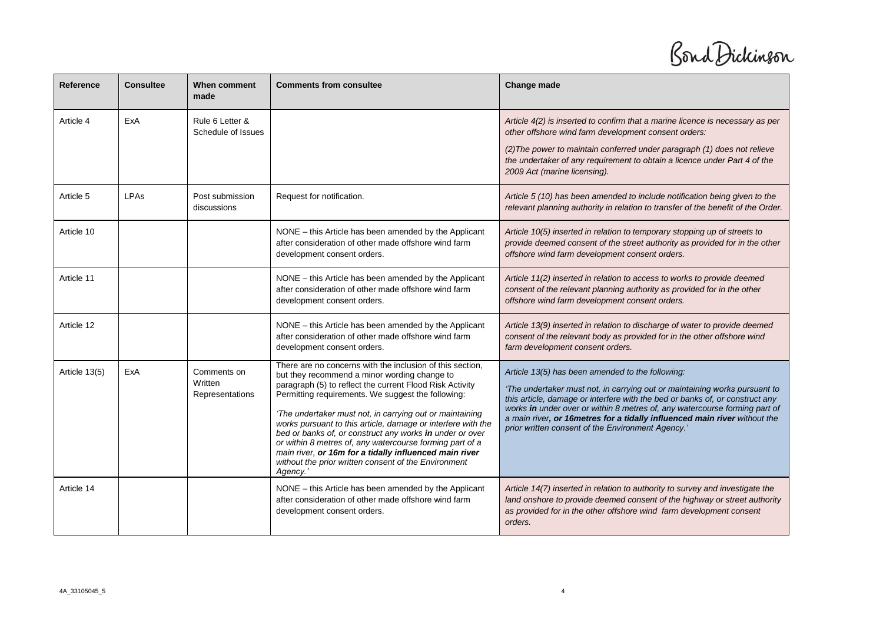| Reference | Consultee | When comment made | Comments from consultee | Change made |
|---|---|---|---|---|
| Article 4 | ExA | Rule 6 Letter & Schedule of Issues | | *Article 4(2) is inserted to confirm that a marine licence is necessary as per other offshore wind farm development consent orders:* <br><br> *(2)The power to maintain conferred under paragraph (1) does not relieve the undertaker of any requirement to obtain a licence under Part 4 of the 2009 Act (marine licensing).* |
| Article 5 | LPAs | Post submission discussions | Request for notification. | *Article 5 (10) has been amended to include notification being given to the relevant planning authority in relation to transfer of the benefit of the Order.* |
| Article 10 | | | NONE – this Article has been amended by the Applicant after consideration of other made offshore wind farm development consent orders. | *Article 10(5) inserted in relation to temporary stopping up of streets to provide deemed consent of the street authority as provided for in the other offshore wind farm development consent orders.* |
| Article 11 | | | NONE – this Article has been amended by the Applicant after consideration of other made offshore wind farm development consent orders. | *Article 11(2) inserted in relation to access to works to provide deemed consent of the relevant planning authority as provided for in the other offshore wind farm development consent orders.* |
| Article 12 | | | NONE – this Article has been amended by the Applicant after consideration of other made offshore wind farm development consent orders. | *Article 13(9) inserted in relation to discharge of water to provide deemed consent of the relevant body as provided for in the other offshore wind farm development consent orders.* |
| Article 13(5) | ExA | Comments on Written Representations | There are no concerns with the inclusion of this section, but they recommend a minor wording change to paragraph (5) to reflect the current Flood Risk Activity Permitting requirements. We suggest the following: <br><br> *'The undertaker must not, in carrying out or maintaining works pursuant to this article, damage or interfere with the bed or banks of, or construct any works **in** under or over or within 8 metres of, any watercourse forming part of a main river, **or 16m for a tidally influenced main river** without the prior written consent of the Environment Agency.'* | *Article 13(5) has been amended to the following:* <br><br> *'The undertaker must not, in carrying out or maintaining works pursuant to this article, damage or interfere with the bed or banks of, or construct any works **in** under or over or within 8 metres of, any watercourse forming part of a main river**, or 16metres for a tidally influenced main river** without the prior written consent of the Environment Agency.'* |
| Article 14 | | | NONE – this Article has been amended by the Applicant after consideration of other made offshore wind farm development consent orders. | *Article 14(7) inserted in relation to authority to survey and investigate the land onshore to provide deemed consent of the highway or street authority as provided for in the other offshore wind farm development consent orders.* |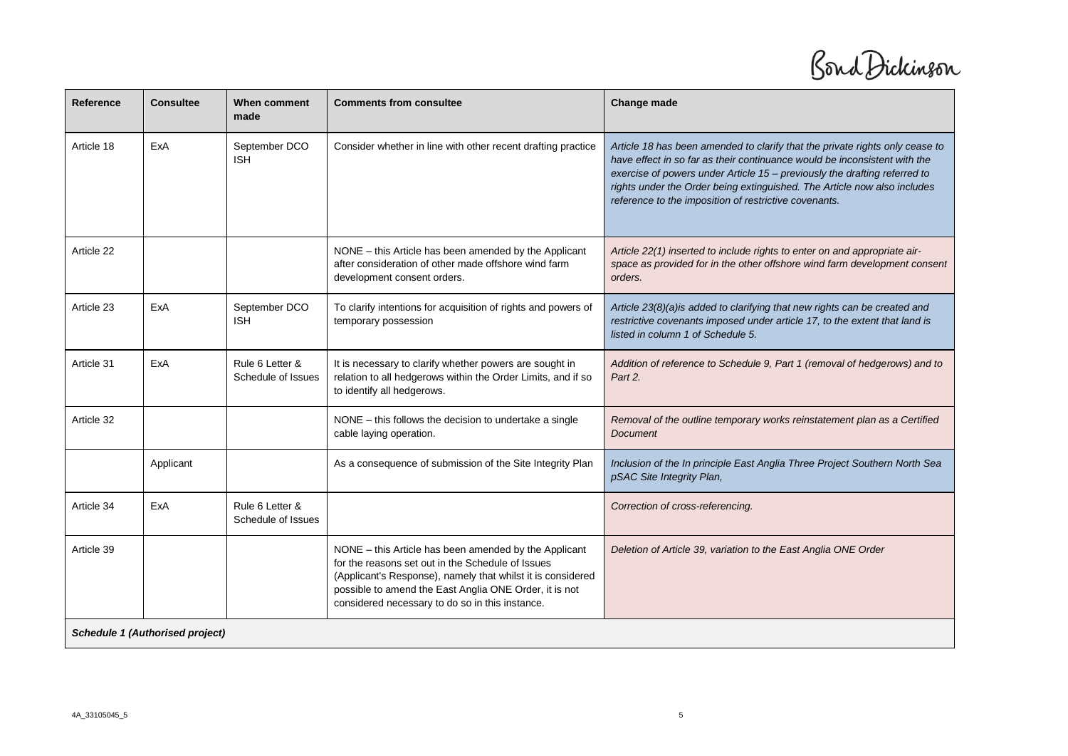| Reference | Consultee | When comment made | Comments from consultee | Change made |
|---|---|---|---|---|
| Article 18 | ExA | September DCO ISH | Consider whether in line with other recent drafting practice | *Article 18 has been amended to clarify that the private rights only cease to have effect in so far as their continuance would be inconsistent with the exercise of powers under Article 15 – previously the drafting referred to rights under the Order being extinguished. The Article now also includes reference to the imposition of restrictive covenants.* |
| Article 22 | | | NONE – this Article has been amended by the Applicant after consideration of other made offshore wind farm development consent orders. | *Article 22(1) inserted to include rights to enter on and appropriate air-space as provided for in the other offshore wind farm development consent orders.* |
| Article 23 | ExA | September DCO ISH | To clarify intentions for acquisition of rights and powers of temporary possession | *Article 23(8)(a)is added to clarifying that new rights can be created and restrictive covenants imposed under article 17, to the extent that land is listed in column 1 of Schedule 5.* |
| Article 31 | ExA | Rule 6 Letter & Schedule of Issues | It is necessary to clarify whether powers are sought in relation to all hedgerows within the Order Limits, and if so to identify all hedgerows. | *Addition of reference to Schedule 9, Part 1 (removal of hedgerows) and to Part 2.* |
| Article 32 | | | NONE – this follows the decision to undertake a single cable laying operation. | *Removal of the outline temporary works reinstatement plan as a Certified Document* |
| | Applicant | | As a consequence of submission of the Site Integrity Plan | *Inclusion of the In principle East Anglia Three Project Southern North Sea pSAC Site Integrity Plan,* |
| Article 34 | ExA | Rule 6 Letter & Schedule of Issues | | *Correction of cross-referencing.* |
| Article 39 | | | NONE – this Article has been amended by the Applicant for the reasons set out in the Schedule of Issues (Applicant's Response), namely that whilst it is considered possible to amend the East Anglia ONE Order, it is not considered necessary to do so in this instance. | *Deletion of Article 39, variation to the East Anglia ONE Order* |
| ***Schedule 1 (Authorised project)*** | | | | |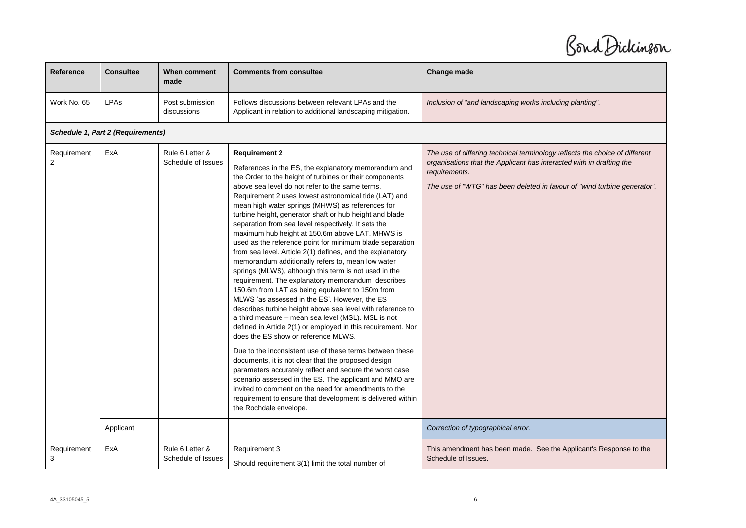| Reference | Consultee | When comment made | Comments from consultee | Change made |
|---|---|---|---|---|
| Work No. 65 | LPAs | Post submission discussions | Follows discussions between relevant LPAs and the Applicant in relation to additional landscaping mitigation. | *Inclusion of "and landscaping works including planting".* |
| ***Schedule 1, Part 2 (Requirements)*** | | | | |
| Requirement 2 | ExA | Rule 6 Letter & Schedule of Issues | **Requirement 2**<br><br>References in the ES, the explanatory memorandum and the Order to the height of turbines or their components above sea level do not refer to the same terms. Requirement 2 uses lowest astronomical tide (LAT) and mean high water springs (MHWS) as references for turbine height, generator shaft or hub height and blade separation from sea level respectively. It sets the maximum hub height at 150.6m above LAT. MHWS is used as the reference point for minimum blade separation from sea level. Article 2(1) defines, and the explanatory memorandum additionally refers to, mean low water springs (MLWS), although this term is not used in the requirement. The explanatory memorandum describes 150.6m from LAT as being equivalent to 150m from MLWS 'as assessed in the ES'. However, the ES describes turbine height above sea level with reference to a third measure – mean sea level (MSL). MSL is not defined in Article 2(1) or employed in this requirement. Nor does the ES show or reference MLWS.<br><br>Due to the inconsistent use of these terms between these documents, it is not clear that the proposed design parameters accurately reflect and secure the worst case scenario assessed in the ES. The applicant and MMO are invited to comment on the need for amendments to the requirement to ensure that development is delivered within the Rochdale envelope. | *The use of differing technical terminology reflects the choice of different organisations that the Applicant has interacted with in drafting the requirements.*<br><br>*The use of "WTG" has been deleted in favour of "wind turbine generator".* |
| | Applicant | | | *Correction of typographical error.* |
| Requirement 3 | ExA | Rule 6 Letter & Schedule of Issues | Requirement 3<br><br>Should requirement 3(1) limit the total number of | This amendment has been made. See the Applicant's Response to the Schedule of Issues. |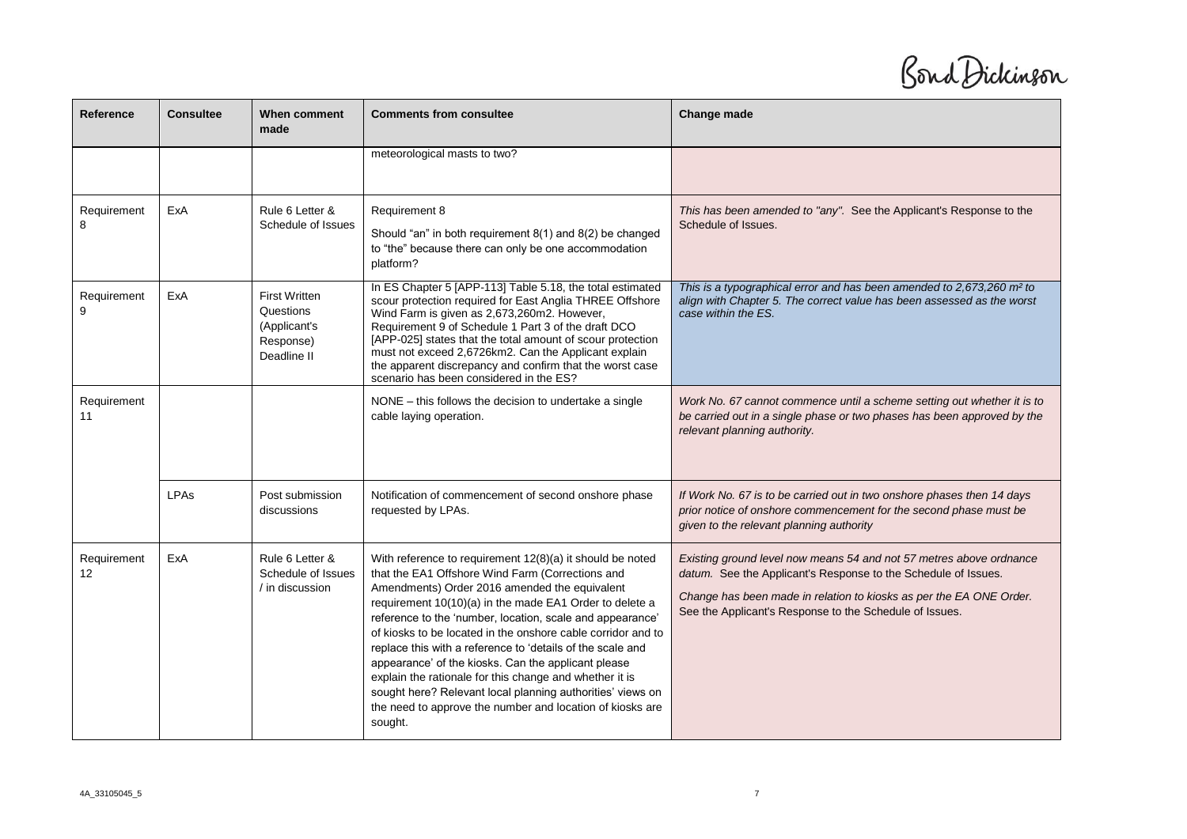| Reference | Consultee | When comment made | Comments from consultee | Change made |
|---|---|---|---|---|
| | | | meteorological masts to two? | |
| Requirement 8 | ExA | Rule 6 Letter & Schedule of Issues | Requirement 8<br><br>Should "an" in both requirement 8(1) and 8(2) be changed to "the" because there can only be one accommodation platform? | *This has been amended to "any".* See the Applicant's Response to the Schedule of Issues. |
| Requirement 9 | ExA | First Written Questions (Applicant's Response) Deadline II | In ES Chapter 5 [APP-113] Table 5.18, the total estimated scour protection required for East Anglia THREE Offshore Wind Farm is given as 2,673,260m2. However, Requirement 9 of Schedule 1 Part 3 of the draft DCO [APP-025] states that the total amount of scour protection must not exceed 2,6726km2. Can the Applicant explain the apparent discrepancy and confirm that the worst case scenario has been considered in the ES? | *This is a typographical error and has been amended to 2,673,260 m² to align with Chapter 5. The correct value has been assessed as the worst case within the ES.* |
| Requirement 11 | | | NONE – this follows the decision to undertake a single cable laying operation. | *Work No. 67 cannot commence until a scheme setting out whether it is to be carried out in a single phase or two phases has been approved by the relevant planning authority.* |
| | LPAs | Post submission discussions | Notification of commencement of second onshore phase requested by LPAs. | *If Work No. 67 is to be carried out in two onshore phases then 14 days prior notice of onshore commencement for the second phase must be given to the relevant planning authority* |
| Requirement 12 | ExA | Rule 6 Letter & Schedule of Issues / in discussion | With reference to requirement 12(8)(a) it should be noted that the EA1 Offshore Wind Farm (Corrections and Amendments) Order 2016 amended the equivalent requirement 10(10)(a) in the made EA1 Order to delete a reference to the 'number, location, scale and appearance' of kiosks to be located in the onshore cable corridor and to replace this with a reference to 'details of the scale and appearance' of the kiosks. Can the applicant please explain the rationale for this change and whether it is sought here? Relevant local planning authorities' views on the need to approve the number and location of kiosks are sought. | *Existing ground level now means 54 and not 57 metres above ordnance datum.* See the Applicant's Response to the Schedule of Issues.<br><br>*Change has been made in relation to kiosks as per the EA ONE Order.* See the Applicant's Response to the Schedule of Issues. |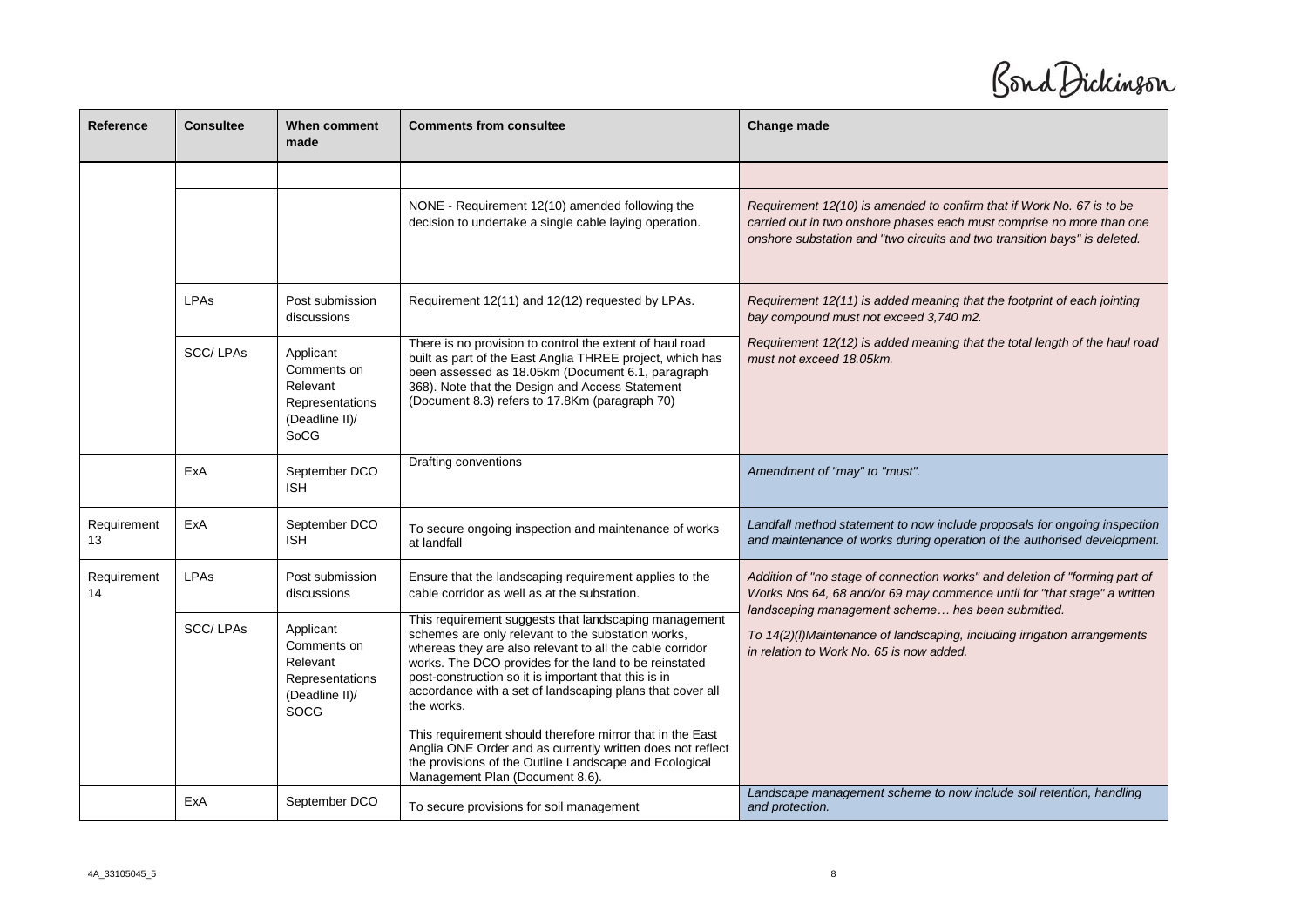| Reference | Consultee | When comment made | Comments from consultee | Change made |
|---|---|---|---|---|
| | | | | |
| | | | NONE - Requirement 12(10) amended following the decision to undertake a single cable laying operation. | *Requirement 12(10) is amended to confirm that if Work No. 67 is to be carried out in two onshore phases each must comprise no more than one onshore substation and "two circuits and two transition bays" is deleted.* |
| | LPAs | Post submission discussions | Requirement 12(11) and 12(12) requested by LPAs. | *Requirement 12(11) is added meaning that the footprint of each jointing bay compound must not exceed 3,740 m2.* *Requirement 12(12) is added meaning that the total length of the haul road must not exceed 18.05km.* |
| | SCC/ LPAs | Applicant Comments on Relevant Representations (Deadline II)/ SoCG | There is no provision to control the extent of haul road built as part of the East Anglia THREE project, which has been assessed as 18.05km (Document 6.1, paragraph 368). Note that the Design and Access Statement (Document 8.3) refers to 17.8Km (paragraph 70) | |
| | ExA | September DCO ISH | Drafting conventions | *Amendment of "may" to "must".* |
| Requirement 13 | ExA | September DCO ISH | To secure ongoing inspection and maintenance of works at landfall | *Landfall method statement to now include proposals for ongoing inspection and maintenance of works during operation of the authorised development.* |
| Requirement 14 | LPAs | Post submission discussions | Ensure that the landscaping requirement applies to the cable corridor as well as at the substation. | *Addition of "no stage of connection works" and deletion of "forming part of Works Nos 64, 68 and/or 69 may commence until for "that stage" a written landscaping management scheme… has been submitted.* *To 14(2)(l)Maintenance of landscaping, including irrigation arrangements in relation to Work No. 65 is now added.* |
| | SCC/ LPAs | Applicant Comments on Relevant Representations (Deadline II)/ SOCG | This requirement suggests that landscaping management schemes are only relevant to the substation works, whereas they are also relevant to all the cable corridor works. The DCO provides for the land to be reinstated post-construction so it is important that this is in accordance with a set of landscaping plans that cover all the works. This requirement should therefore mirror that in the East Anglia ONE Order and as currently written does not reflect the provisions of the Outline Landscape and Ecological Management Plan (Document 8.6). | |
| | ExA | September DCO | To secure provisions for soil management | *Landscape management scheme to now include soil retention, handling and protection.* |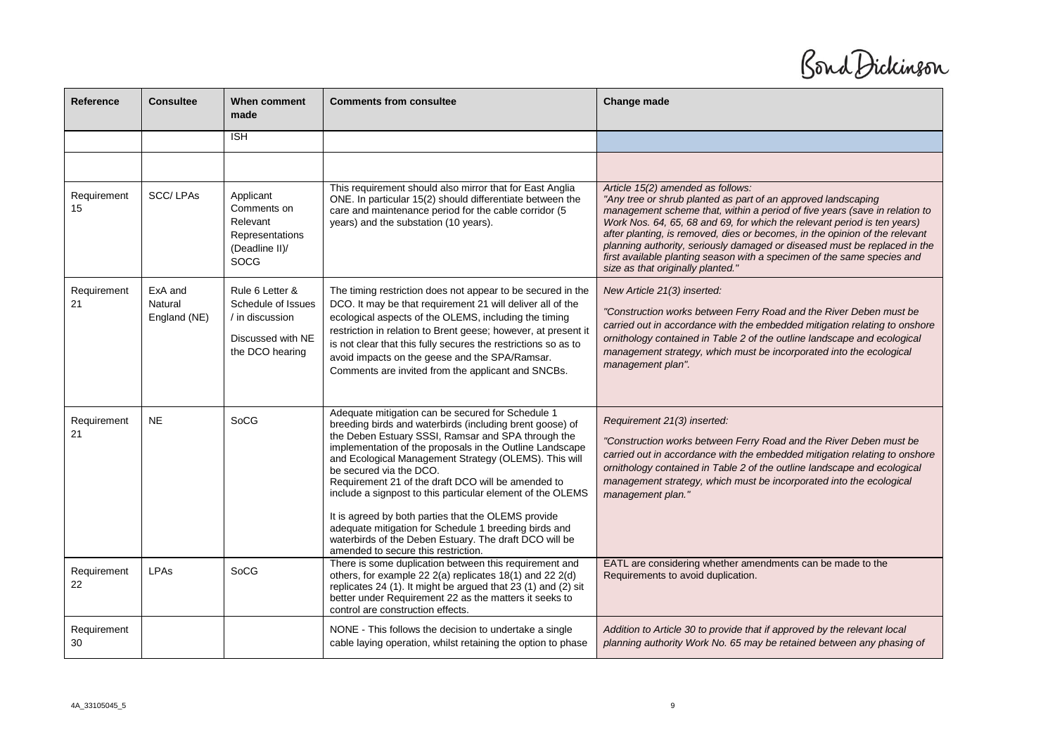| Reference | Consultee | When comment made | Comments from consultee | Change made |
|---|---|---|---|---|
| | | ISH | | |
| | | | | |
| Requirement 15 | SCC/ LPAs | Applicant Comments on Relevant Representations (Deadline II)/ SOCG | This requirement should also mirror that for East Anglia ONE. In particular 15(2) should differentiate between the care and maintenance period for the cable corridor (5 years) and the substation (10 years). | *Article 15(2) amended as follows: "Any tree or shrub planted as part of an approved landscaping management scheme that, within a period of five years (save in relation to Work Nos. 64, 65, 68 and 69, for which the relevant period is ten years) after planting, is removed, dies or becomes, in the opinion of the relevant planning authority, seriously damaged or diseased must be replaced in the first available planting season with a specimen of the same species and size as that originally planted."* |
| Requirement 21 | ExA and Natural England (NE) | Rule 6 Letter & Schedule of Issues / in discussion Discussed with NE the DCO hearing | The timing restriction does not appear to be secured in the DCO. It may be that requirement 21 will deliver all of the ecological aspects of the OLEMS, including the timing restriction in relation to Brent geese; however, at present it is not clear that this fully secures the restrictions so as to avoid impacts on the geese and the SPA/Ramsar. Comments are invited from the applicant and SNCBs. | *New Article 21(3) inserted:* *"Construction works between Ferry Road and the River Deben must be carried out in accordance with the embedded mitigation relating to onshore ornithology contained in Table 2 of the outline landscape and ecological management strategy, which must be incorporated into the ecological management plan".* |
| Requirement 21 | NE | SoCG | Adequate mitigation can be secured for Schedule 1 breeding birds and waterbirds (including brent goose) of the Deben Estuary SSSI, Ramsar and SPA through the implementation of the proposals in the Outline Landscape and Ecological Management Strategy (OLEMS). This will be secured via the DCO. Requirement 21 of the draft DCO will be amended to include a signpost to this particular element of the OLEMS It is agreed by both parties that the OLEMS provide adequate mitigation for Schedule 1 breeding birds and waterbirds of the Deben Estuary. The draft DCO will be amended to secure this restriction. | *Requirement 21(3) inserted:* *"Construction works between Ferry Road and the River Deben must be carried out in accordance with the embedded mitigation relating to onshore ornithology contained in Table 2 of the outline landscape and ecological management strategy, which must be incorporated into the ecological management plan."* |
| Requirement 22 | LPAs | SoCG | There is some duplication between this requirement and others, for example 22 2(a) replicates 18(1) and 22 2(d) replicates 24 (1). It might be argued that 23 (1) and (2) sit better under Requirement 22 as the matters it seeks to control are construction effects. | EATL are considering whether amendments can be made to the Requirements to avoid duplication. |
| Requirement 30 | | | NONE - This follows the decision to undertake a single cable laying operation, whilst retaining the option to phase | *Addition to Article 30 to provide that if approved by the relevant local planning authority Work No. 65 may be retained between any phasing of* |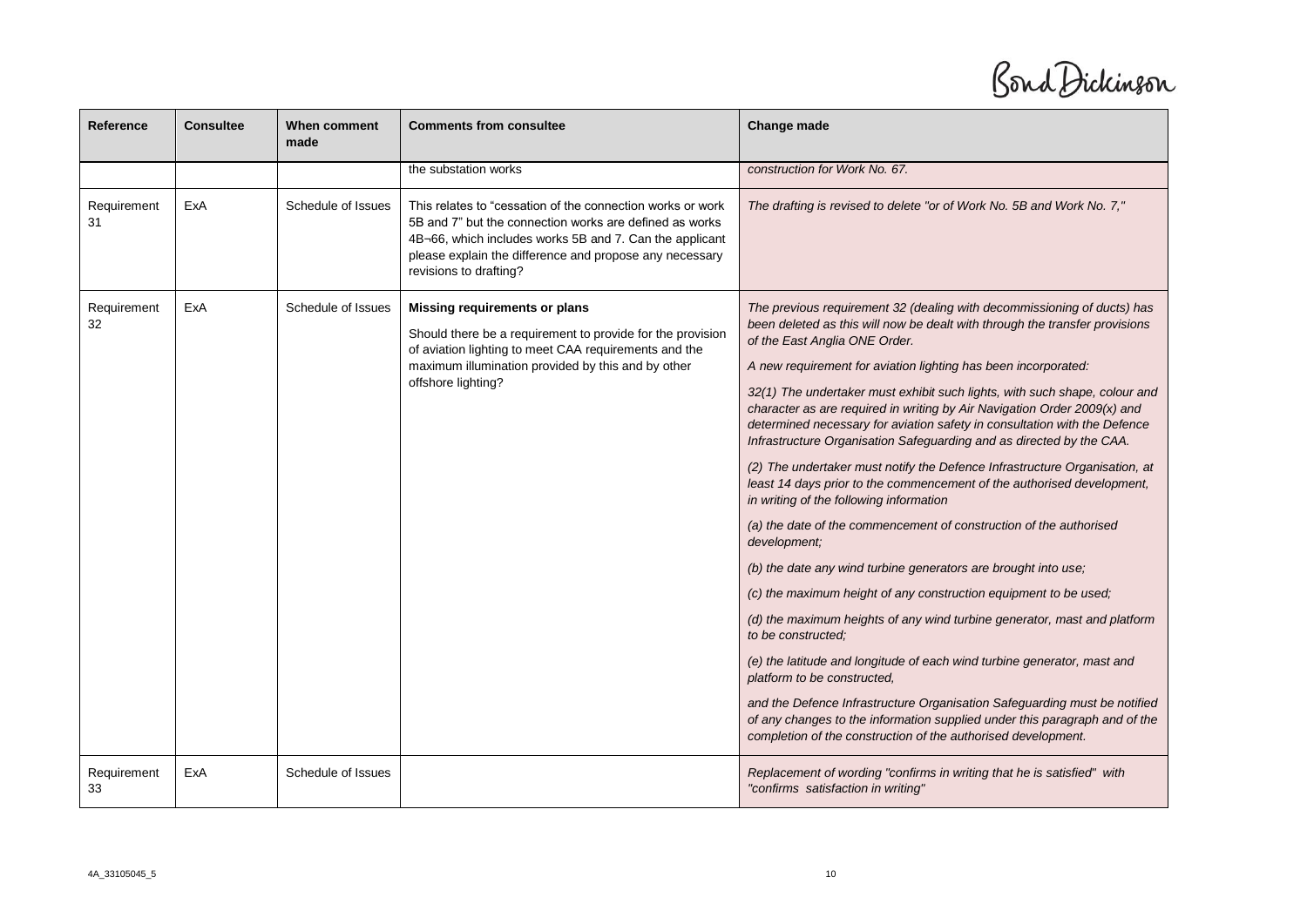| Reference | Consultee | When comment made | Comments from consultee | Change made |
|---|---|---|---|---|
| | | | the substation works | *construction for Work No. 67.* |
| Requirement 31 | ExA | Schedule of Issues | This relates to "cessation of the connection works or work 5B and 7" but the connection works are defined as works 4B¬66, which includes works 5B and 7. Can the applicant please explain the difference and propose any necessary revisions to drafting? | *The drafting is revised to delete "or of Work No. 5B and Work No. 7,"* |
| Requirement 32 | ExA | Schedule of Issues | **Missing requirements or plans**<br><br>Should there be a requirement to provide for the provision of aviation lighting to meet CAA requirements and the maximum illumination provided by this and by other offshore lighting? | *The previous requirement 32 (dealing with decommissioning of ducts) has been deleted as this will now be dealt with through the transfer provisions of the East Anglia ONE Order.*<br><br>*A new requirement for aviation lighting has been incorporated:*<br><br>*32(1) The undertaker must exhibit such lights, with such shape, colour and character as are required in writing by Air Navigation Order 2009(x) and determined necessary for aviation safety in consultation with the Defence Infrastructure Organisation Safeguarding and as directed by the CAA.*<br><br>*(2) The undertaker must notify the Defence Infrastructure Organisation, at least 14 days prior to the commencement of the authorised development, in writing of the following information*<br><br>*(a) the date of the commencement of construction of the authorised development;*<br><br>*(b) the date any wind turbine generators are brought into use;*<br><br>*(c) the maximum height of any construction equipment to be used;*<br><br>*(d) the maximum heights of any wind turbine generator, mast and platform to be constructed;*<br><br>*(e) the latitude and longitude of each wind turbine generator, mast and platform to be constructed,*<br><br>*and the Defence Infrastructure Organisation Safeguarding must be notified of any changes to the information supplied under this paragraph and of the completion of the construction of the authorised development.* |
| Requirement 33 | ExA | Schedule of Issues | | *Replacement of wording "confirms in writing that he is satisfied" with "confirms satisfaction in writing"* |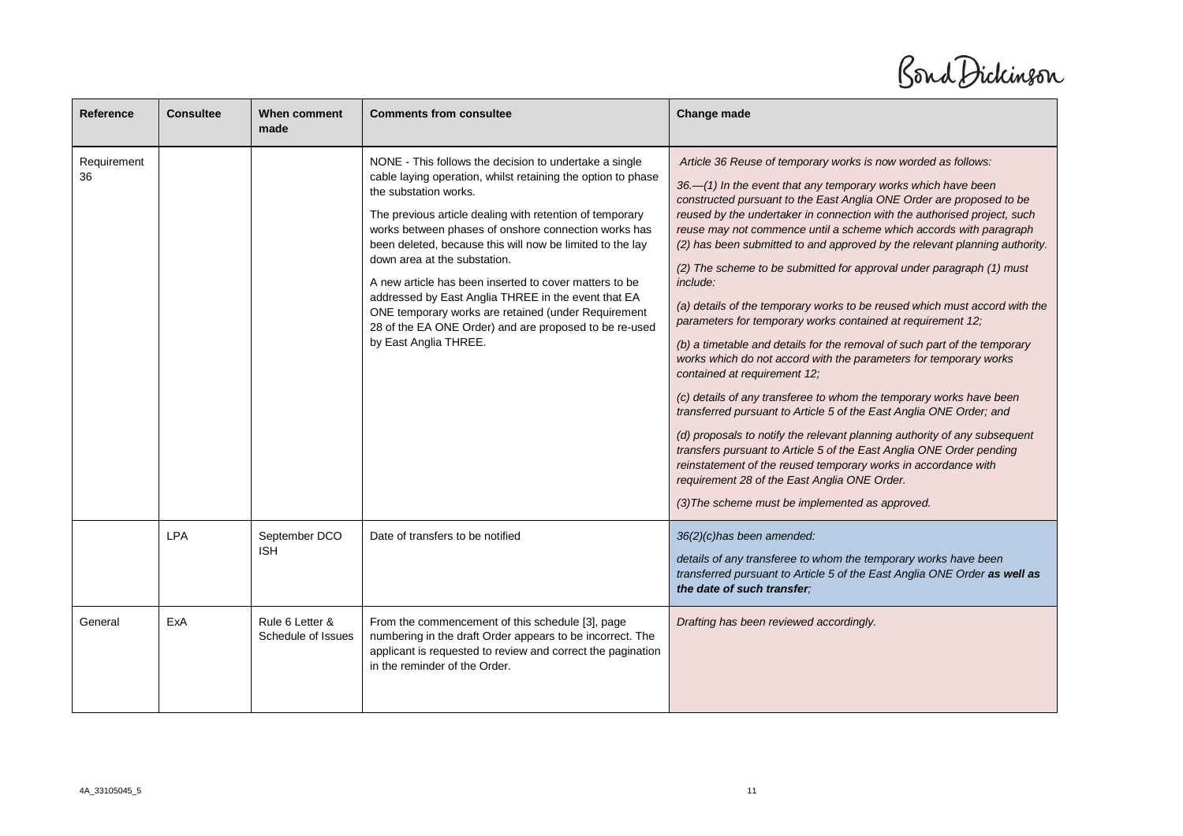| Reference | Consultee | When comment made | Comments from consultee | Change made |
|---|---|---|---|---|
| Requirement 36 | | | NONE - This follows the decision to undertake a single cable laying operation, whilst retaining the option to phase the substation works.<br><br>The previous article dealing with retention of temporary works between phases of onshore connection works has been deleted, because this will now be limited to the lay down area at the substation.<br><br>A new article has been inserted to cover matters to be addressed by East Anglia THREE in the event that EA ONE temporary works are retained (under Requirement 28 of the EA ONE Order) and are proposed to be re-used by East Anglia THREE. | *Article 36 Reuse of temporary works is now worded as follows:*<br><br>*36.—(1) In the event that any temporary works which have been constructed pursuant to the East Anglia ONE Order are proposed to be reused by the undertaker in connection with the authorised project, such reuse may not commence until a scheme which accords with paragraph (2) has been submitted to and approved by the relevant planning authority.*<br><br>*(2) The scheme to be submitted for approval under paragraph (1) must include:*<br><br>*(a) details of the temporary works to be reused which must accord with the parameters for temporary works contained at requirement 12;*<br><br>*(b) a timetable and details for the removal of such part of the temporary works which do not accord with the parameters for temporary works contained at requirement 12;*<br><br>*(c) details of any transferee to whom the temporary works have been transferred pursuant to Article 5 of the East Anglia ONE Order; and*<br><br>*(d) proposals to notify the relevant planning authority of any subsequent transfers pursuant to Article 5 of the East Anglia ONE Order pending reinstatement of the reused temporary works in accordance with requirement 28 of the East Anglia ONE Order.*<br><br>*(3)The scheme must be implemented as approved.* |
| | LPA | September DCO ISH | Date of transfers to be notified | *36(2)(c)has been amended:*<br><br>*details of any transferee to whom the temporary works have been transferred pursuant to Article 5 of the East Anglia ONE Order **as well as the date of such transfer**;* |
| General | ExA | Rule 6 Letter & Schedule of Issues | From the commencement of this schedule [3], page numbering in the draft Order appears to be incorrect. The applicant is requested to review and correct the pagination in the reminder of the Order. | *Drafting has been reviewed accordingly.* |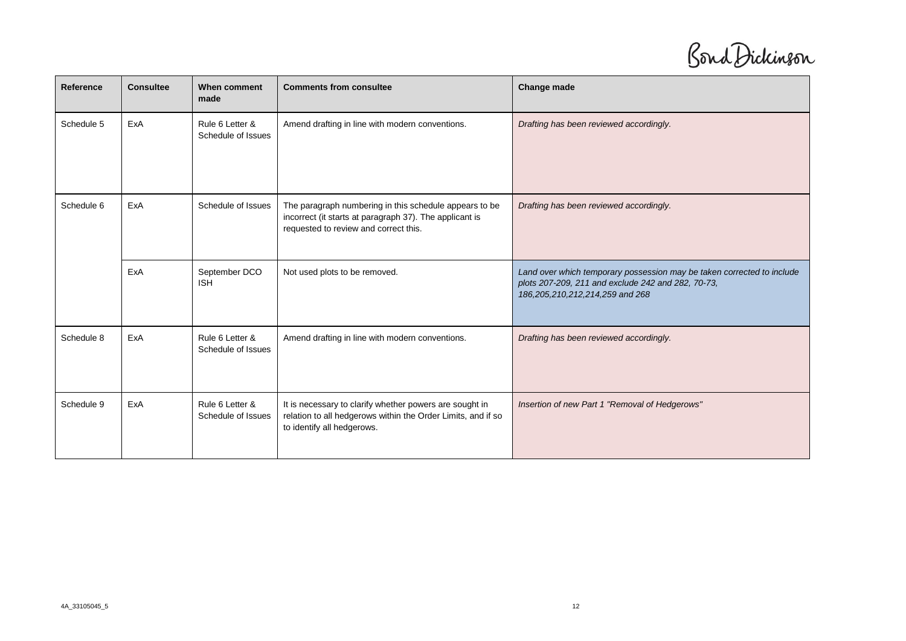| Reference | Consultee | When comment made | Comments from consultee | Change made |
|---|---|---|---|---|
| Schedule 5 | ExA | Rule 6 Letter & Schedule of Issues | Amend drafting in line with modern conventions. | *Drafting has been reviewed accordingly.* |
| Schedule 6 | ExA | Schedule of Issues | The paragraph numbering in this schedule appears to be incorrect (it starts at paragraph 37). The applicant is requested to review and correct this. | *Drafting has been reviewed accordingly.* |
| | ExA | September DCO ISH | Not used plots to be removed. | *Land over which temporary possession may be taken corrected to include plots 207-209, 211 and exclude 242 and 282, 70-73, 186,205,210,212,214,259 and 268* |
| Schedule 8 | ExA | Rule 6 Letter & Schedule of Issues | Amend drafting in line with modern conventions. | *Drafting has been reviewed accordingly.* |
| Schedule 9 | ExA | Rule 6 Letter & Schedule of Issues | It is necessary to clarify whether powers are sought in relation to all hedgerows within the Order Limits, and if so to identify all hedgerows. | *Insertion of new Part 1 "Removal of Hedgerows"* |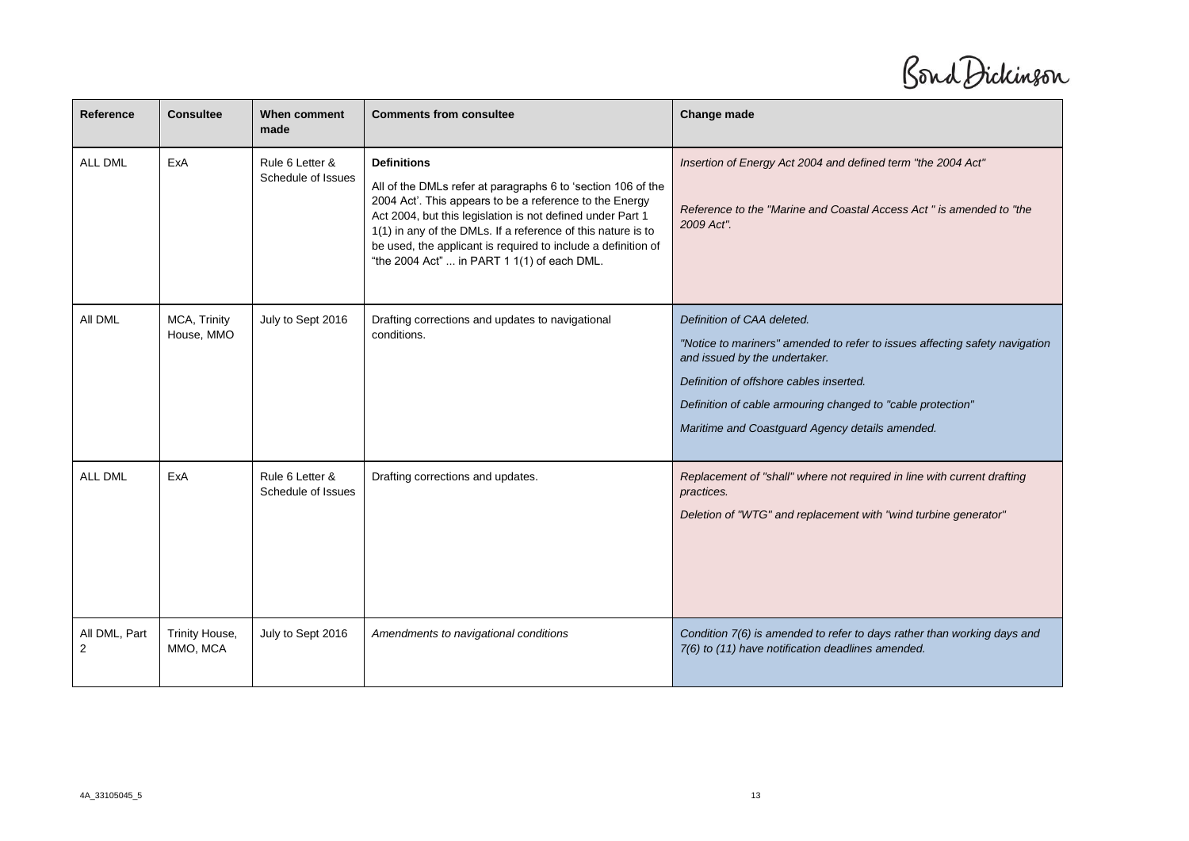| Reference | Consultee | When comment made | Comments from consultee | Change made |
|---|---|---|---|---|
| ALL DML | ExA | Rule 6 Letter & Schedule of Issues | **Definitions**<br>All of the DMLs refer at paragraphs 6 to 'section 106 of the 2004 Act'. This appears to be a reference to the Energy Act 2004, but this legislation is not defined under Part 1 1(1) in any of the DMLs. If a reference of this nature is to be used, the applicant is required to include a definition of "the 2004 Act" ... in PART 1 1(1) of each DML. | *Insertion of Energy Act 2004 and defined term "the 2004 Act"*<br><br>*Reference to the "Marine and Coastal Access Act " is amended to "the 2009 Act".* |
| All DML | MCA, Trinity House, MMO | July to Sept 2016 | Drafting corrections and updates to navigational conditions. | *Definition of CAA deleted.*<br><br>*"Notice to mariners" amended to refer to issues affecting safety navigation and issued by the undertaker.*<br><br>*Definition of offshore cables inserted.*<br><br>*Definition of cable armouring changed to "cable protection"*<br><br>*Maritime and Coastguard Agency details amended.* |
| ALL DML | ExA | Rule 6 Letter & Schedule of Issues | Drafting corrections and updates. | *Replacement of "shall" where not required in line with current drafting practices.*<br><br>*Deletion of "WTG" and replacement with "wind turbine generator"* |
| All DML, Part 2 | Trinity House, MMO, MCA | July to Sept 2016 | *Amendments to navigational conditions* | *Condition 7(6) is amended to refer to days rather than working days and 7(6) to (11) have notification deadlines amended.* |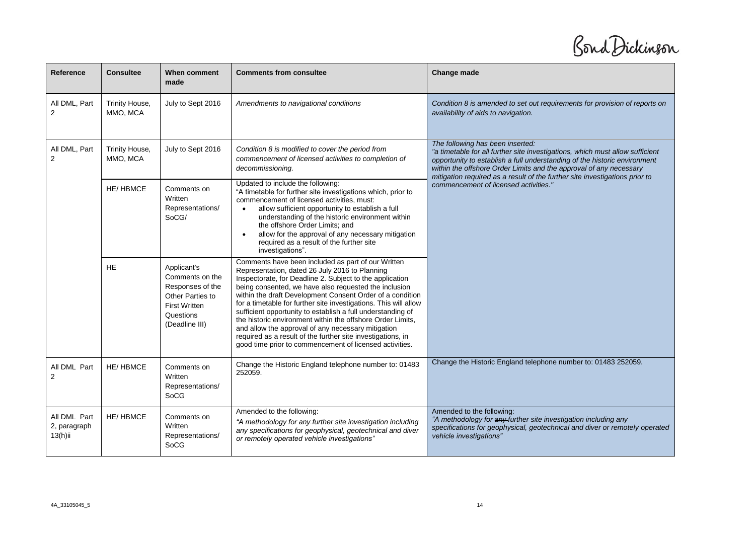| Reference | Consultee | When comment made | Comments from consultee | Change made |
|---|---|---|---|---|
| All DML, Part 2 | Trinity House, MMO, MCA | July to Sept 2016 | *Amendments to navigational conditions* | *Condition 8 is amended to set out requirements for provision of reports on availability of aids to navigation.* |
| All DML, Part 2 | Trinity House, MMO, MCA | July to Sept 2016 | *Condition 8 is modified to cover the period from commencement of licensed activities to completion of decommissioning.* | *The following has been inserted: "a timetable for all further site investigations, which must allow sufficient opportunity to establish a full understanding of the historic environment within the offshore Order Limits and the approval of any necessary mitigation required as a result of the further site investigations prior to commencement of licensed activities."* |
| | HE/ HBMCE | Comments on Written Representations/ SoCG/ | Updated to include the following: "A timetable for further site investigations which, prior to commencement of licensed activities, must: <br>• allow sufficient opportunity to establish a full understanding of the historic environment within the offshore Order Limits; and <br>• allow for the approval of any necessary mitigation required as a result of the further site investigations". | |
| | HE | Applicant's Comments on the Responses of the Other Parties to First Written Questions (Deadline III) | Comments have been included as part of our Written Representation, dated 26 July 2016 to Planning Inspectorate, for Deadline 2. Subject to the application being consented, we have also requested the inclusion within the draft Development Consent Order of a condition for a timetable for further site investigations. This will allow sufficient opportunity to establish a full understanding of the historic environment within the offshore Order Limits, and allow the approval of any necessary mitigation required as a result of the further site investigations, in good time prior to commencement of licensed activities. | |
| All DML Part 2 | HE/ HBMCE | Comments on Written Representations/ SoCG | Change the Historic England telephone number to: 01483 252059. | Change the Historic England telephone number to: 01483 252059. |
| All DML Part 2, paragraph 13(h)ii | HE/ HBMCE | Comments on Written Representations/ SoCG | Amended to the following: *"A methodology for ~~any~~ further site investigation including any specifications for geophysical, geotechnical and diver or remotely operated vehicle investigations"* | Amended to the following: *"A methodology for ~~any~~ further site investigation including any specifications for geophysical, geotechnical and diver or remotely operated vehicle investigations"* |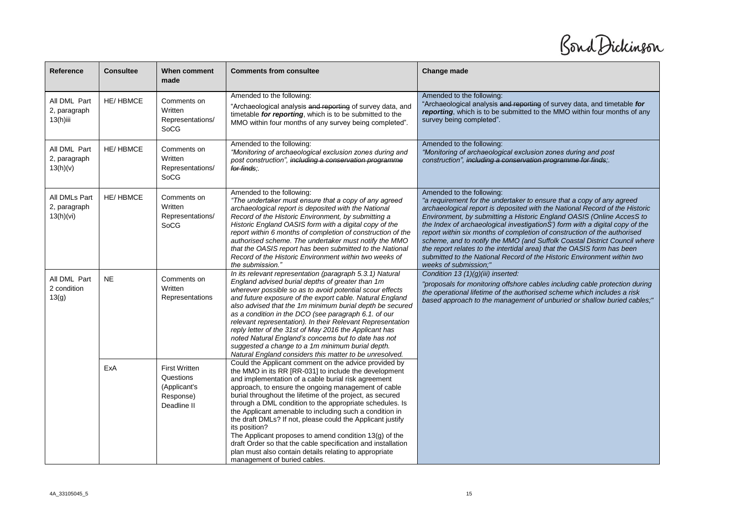| Reference | Consultee | When comment made | Comments from consultee | Change made |
|---|---|---|---|---|
| All DML Part 2, paragraph 13(h)iii | HE/ HBMCE | Comments on Written Representations/ SoCG | Amended to the following:<br>"Archaeological analysis ~~and reporting~~ of survey data, and timetable ***for reporting***, which is to be submitted to the MMO within four months of any survey being completed". | Amended to the following:<br>"Archaeological analysis ~~and reporting~~ of survey data, and timetable ***for reporting***, which is to be submitted to the MMO within four months of any survey being completed". |
| All DML Part 2, paragraph 13(h)(v) | HE/ HBMCE | Comments on Written Representations/ SoCG | Amended to the following:<br>*"Monitoring of archaeological exclusion zones during and post construction", ~~including a conservation programme for finds~~;.* | Amended to the following:<br>*"Monitoring of archaeological exclusion zones during and post construction", ~~including a conservation programme for finds~~;.* |
| All DMLs Part 2, paragraph 13(h)(vi) | HE/ HBMCE | Comments on Written Representations/ SoCG | Amended to the following:<br>*"The undertaker must ensure that a copy of any agreed archaeological report is deposited with the National Record of the Historic Environment, by submitting a Historic England OASIS form with a digital copy of the report within 6 months of completion of construction of the authorised scheme. The undertaker must notify the MMO that the OASIS report has been submitted to the National Record of the Historic Environment within two weeks of the submission."* | Amended to the following:<br>*"a requirement for the undertaker to ensure that a copy of any agreed archaeological report is deposited with the National Record of the Historic Environment, by submitting a Historic England OASIS (Online AccesS to the Index of archaeological investigationS') form with a digital copy of the report within six months of completion of construction of the authorised scheme, and to notify the MMO (and Suffolk Coastal District Council where the report relates to the intertidal area) that the OASIS form has been submitted to the National Record of the Historic Environment within two weeks of submission;"* |
| All DML Part 2 condition 13(g) | NE | Comments on Written Representations | *In its relevant representation (paragraph 5.3.1) Natural England advised burial depths of greater than 1m wherever possible so as to avoid potential scour effects and future exposure of the export cable. Natural England also advised that the 1m minimum burial depth be secured as a condition in the DCO (see paragraph 6.1. of our relevant representation). In their Relevant Representation reply letter of the 31st of May 2016 the Applicant has noted Natural England's concerns but to date has not suggested a change to a 1m minimum burial depth. Natural England considers this matter to be unresolved.* | *Condition 13 (1)(g)(iii) inserted:*<br>*"proposals for monitoring offshore cables including cable protection during the operational lifetime of the authorised scheme which includes a risk based approach to the management of unburied or shallow buried cables;"* |
| | ExA | First Written Questions (Applicant's Response) Deadline II | Could the Applicant comment on the advice provided by the MMO in its RR [RR-031] to include the development and implementation of a cable burial risk agreement approach, to ensure the ongoing management of cable burial throughout the lifetime of the project, as secured through a DML condition to the appropriate schedules. Is the Applicant amenable to including such a condition in the draft DMLs? If not, please could the Applicant justify its position?<br>The Applicant proposes to amend condition 13(g) of the draft Order so that the cable specification and installation plan must also contain details relating to appropriate management of buried cables. | |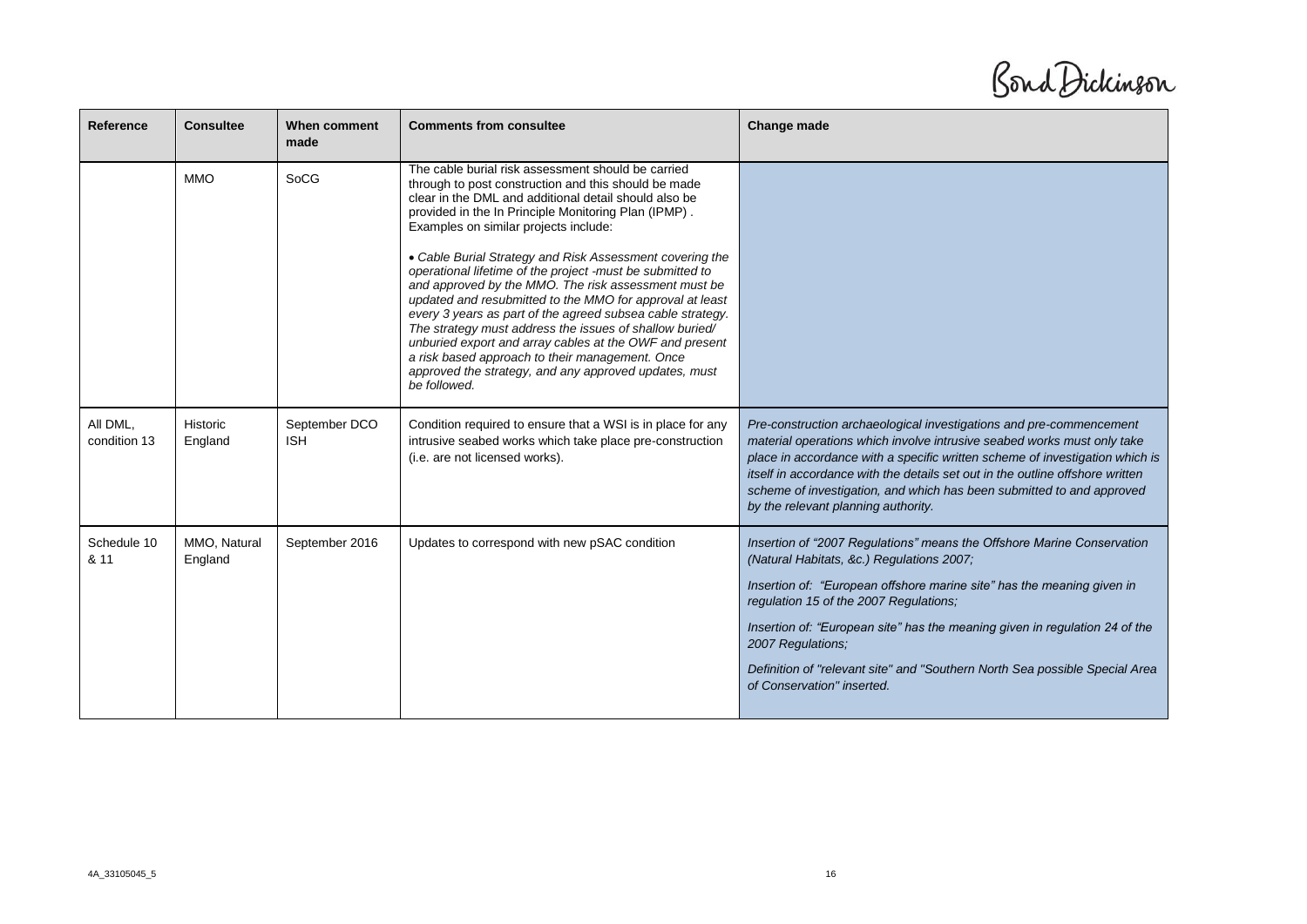| Reference | Consultee | When comment made | Comments from consultee | Change made |
|---|---|---|---|---|
| | MMO | SoCG | The cable burial risk assessment should be carried through to post construction and this should be made clear in the DML and additional detail should also be provided in the In Principle Monitoring Plan (IPMP) . Examples on similar projects include:<br><br>• *Cable Burial Strategy and Risk Assessment covering the operational lifetime of the project -must be submitted to and approved by the MMO. The risk assessment must be updated and resubmitted to the MMO for approval at least every 3 years as part of the agreed subsea cable strategy. The strategy must address the issues of shallow buried/ unburied export and array cables at the OWF and present a risk based approach to their management. Once approved the strategy, and any approved updates, must be followed.* | |
| All DML, condition 13 | Historic England | September DCO ISH | Condition required to ensure that a WSI is in place for any intrusive seabed works which take place pre-construction (i.e. are not licensed works). | *Pre-construction archaeological investigations and pre-commencement material operations which involve intrusive seabed works must only take place in accordance with a specific written scheme of investigation which is itself in accordance with the details set out in the outline offshore written scheme of investigation, and which has been submitted to and approved by the relevant planning authority.* |
| Schedule 10 & 11 | MMO, Natural England | September 2016 | Updates to correspond with new pSAC condition | *Insertion of "2007 Regulations" means the Offshore Marine Conservation (Natural Habitats, &c.) Regulations 2007;*<br><br>*Insertion of: "European offshore marine site" has the meaning given in regulation 15 of the 2007 Regulations;*<br><br>*Insertion of: "European site" has the meaning given in regulation 24 of the 2007 Regulations;*<br><br>*Definition of "relevant site" and "Southern North Sea possible Special Area of Conservation" inserted.* |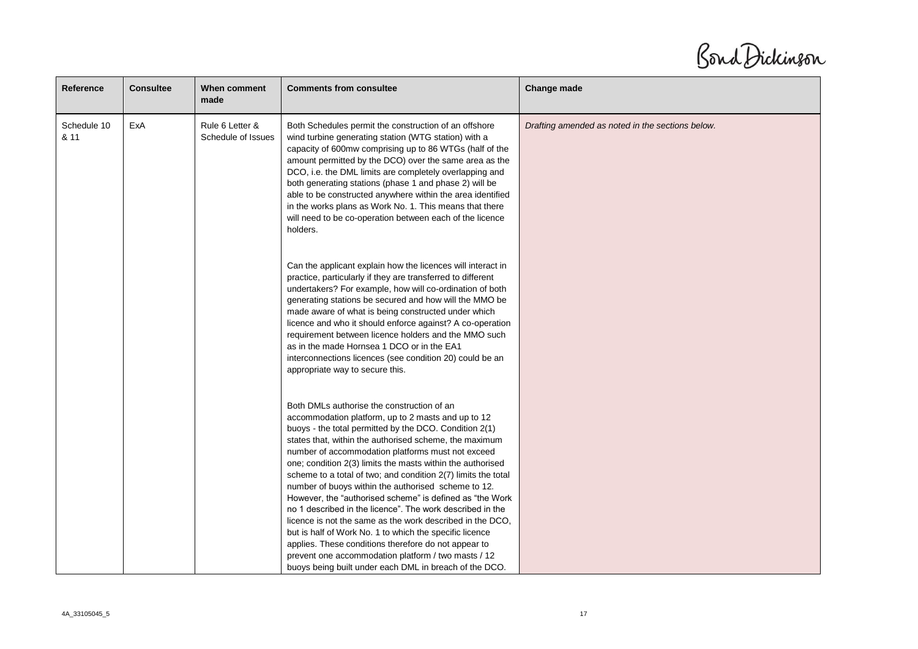| Reference | Consultee | When comment made | Comments from consultee | Change made |
|---|---|---|---|---|
| Schedule 10 & 11 | ExA | Rule 6 Letter & Schedule of Issues | Both Schedules permit the construction of an offshore wind turbine generating station (WTG station) with a capacity of 600mw comprising up to 86 WTGs (half of the amount permitted by the DCO) over the same area as the DCO, i.e. the DML limits are completely overlapping and both generating stations (phase 1 and phase 2) will be able to be constructed anywhere within the area identified in the works plans as Work No. 1. This means that there will need to be co-operation between each of the licence holders.<br><br>Can the applicant explain how the licences will interact in practice, particularly if they are transferred to different undertakers? For example, how will co-ordination of both generating stations be secured and how will the MMO be made aware of what is being constructed under which licence and who it should enforce against? A co-operation requirement between licence holders and the MMO such as in the made Hornsea 1 DCO or in the EA1 interconnections licences (see condition 20) could be an appropriate way to secure this.<br><br>Both DMLs authorise the construction of an accommodation platform, up to 2 masts and up to 12 buoys - the total permitted by the DCO. Condition 2(1) states that, within the authorised scheme, the maximum number of accommodation platforms must not exceed one; condition 2(3) limits the masts within the authorised scheme to a total of two; and condition 2(7) limits the total number of buoys within the authorised scheme to 12. However, the "authorised scheme" is defined as "the Work no 1 described in the licence". The work described in the licence is not the same as the work described in the DCO, but is half of Work No. 1 to which the specific licence applies. These conditions therefore do not appear to prevent one accommodation platform / two masts / 12 buoys being built under each DML in breach of the DCO. | *Drafting amended as noted in the sections below.* |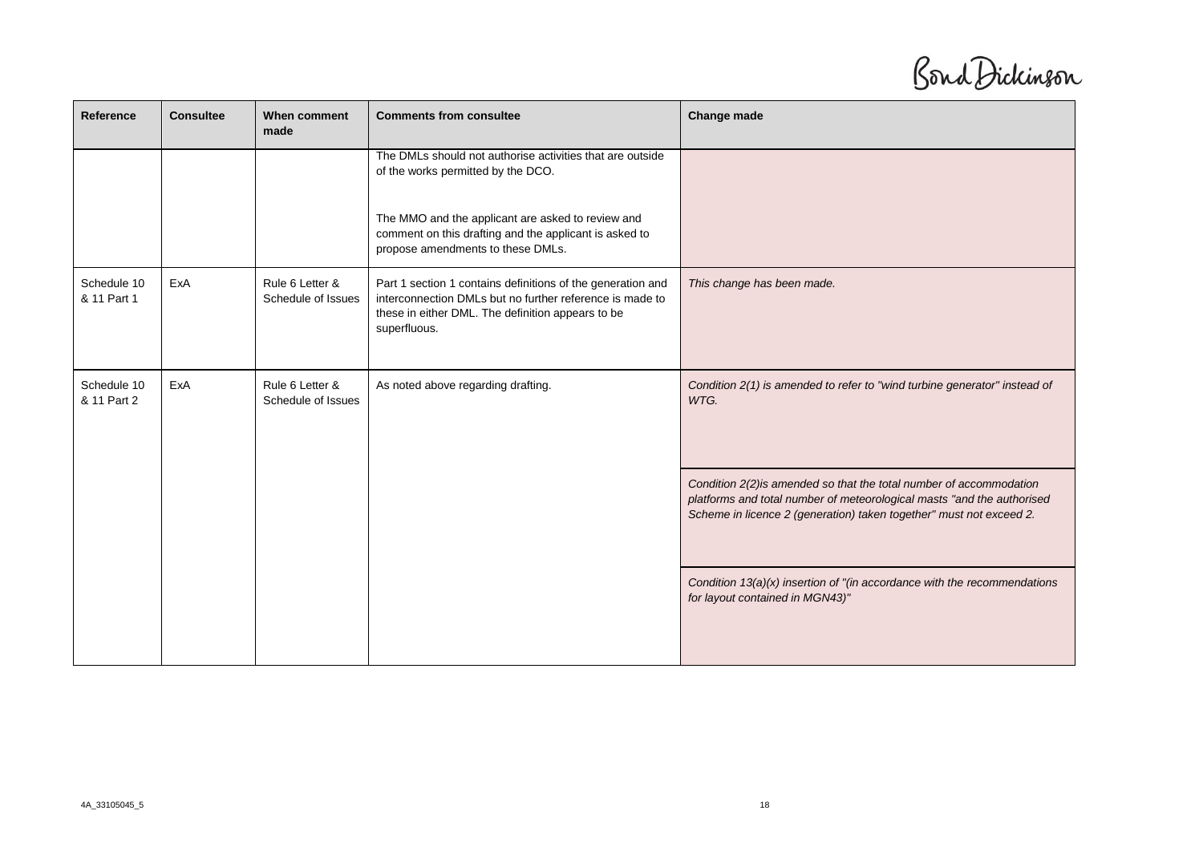| Reference | Consultee | When comment made | Comments from consultee | Change made |
|---|---|---|---|---|
| | | | The DMLs should not authorise activities that are outside of the works permitted by the DCO.<br><br>The MMO and the applicant are asked to review and comment on this drafting and the applicant is asked to propose amendments to these DMLs. | |
| Schedule 10 & 11 Part 1 | ExA | Rule 6 Letter & Schedule of Issues | Part 1 section 1 contains definitions of the generation and interconnection DMLs but no further reference is made to these in either DML. The definition appears to be superfluous. | *This change has been made.* |
| Schedule 10 & 11 Part 2 | ExA | Rule 6 Letter & Schedule of Issues | As noted above regarding drafting. | *Condition 2(1) is amended to refer to "wind turbine generator" instead of WTG.* |
| | | | | *Condition 2(2)is amended so that the total number of accommodation platforms and total number of meteorological masts "and the authorised Scheme in licence 2 (generation) taken together" must not exceed 2.* |
| | | | | *Condition 13(a)(x) insertion of "(in accordance with the recommendations for layout contained in MGN43)"* |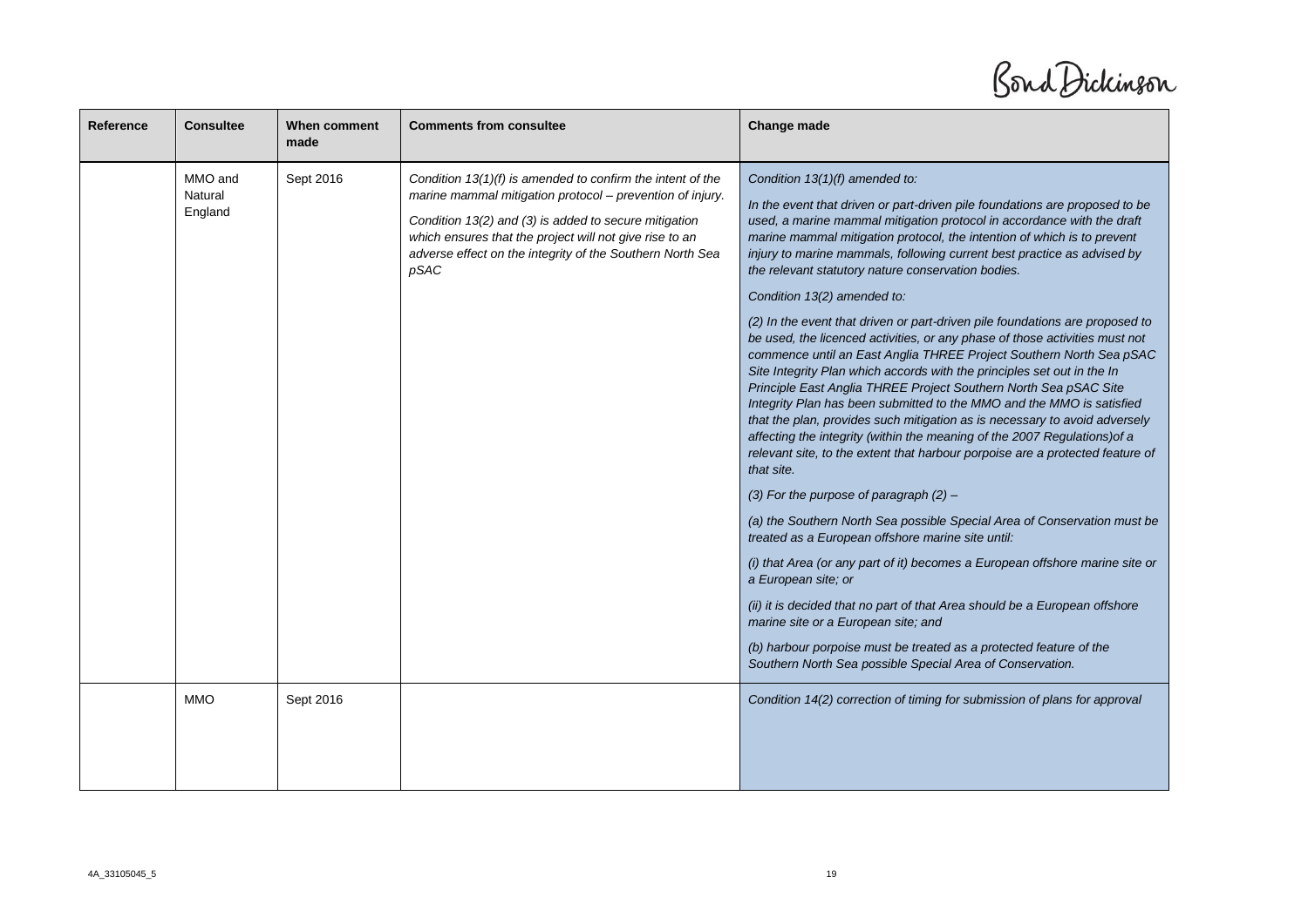| Reference | Consultee | When comment made | Comments from consultee | Change made |
|---|---|---|---|---|
| | MMO and Natural England | Sept 2016 | *Condition 13(1)(f) is amended to confirm the intent of the marine mammal mitigation protocol – prevention of injury.*<br><br>*Condition 13(2) and (3) is added to secure mitigation which ensures that the project will not give rise to an adverse effect on the integrity of the Southern North Sea pSAC* | *Condition 13(1)(f) amended to:*<br><br>*In the event that driven or part-driven pile foundations are proposed to be used, a marine mammal mitigation protocol in accordance with the draft marine mammal mitigation protocol, the intention of which is to prevent injury to marine mammals, following current best practice as advised by the relevant statutory nature conservation bodies.*<br><br>*Condition 13(2) amended to:*<br><br>*(2) In the event that driven or part-driven pile foundations are proposed to be used, the licenced activities, or any phase of those activities must not commence until an East Anglia THREE Project Southern North Sea pSAC Site Integrity Plan which accords with the principles set out in the In Principle East Anglia THREE Project Southern North Sea pSAC Site Integrity Plan has been submitted to the MMO and the MMO is satisfied that the plan, provides such mitigation as is necessary to avoid adversely affecting the integrity (within the meaning of the 2007 Regulations)of a relevant site, to the extent that harbour porpoise are a protected feature of that site.*<br><br>*(3) For the purpose of paragraph (2) –*<br><br>*(a) the Southern North Sea possible Special Area of Conservation must be treated as a European offshore marine site until:*<br><br>*(i) that Area (or any part of it) becomes a European offshore marine site or a European site; or*<br><br>*(ii) it is decided that no part of that Area should be a European offshore marine site or a European site; and*<br><br>*(b) harbour porpoise must be treated as a protected feature of the Southern North Sea possible Special Area of Conservation.* |
| | MMO | Sept 2016 | | *Condition 14(2) correction of timing for submission of plans for approval* |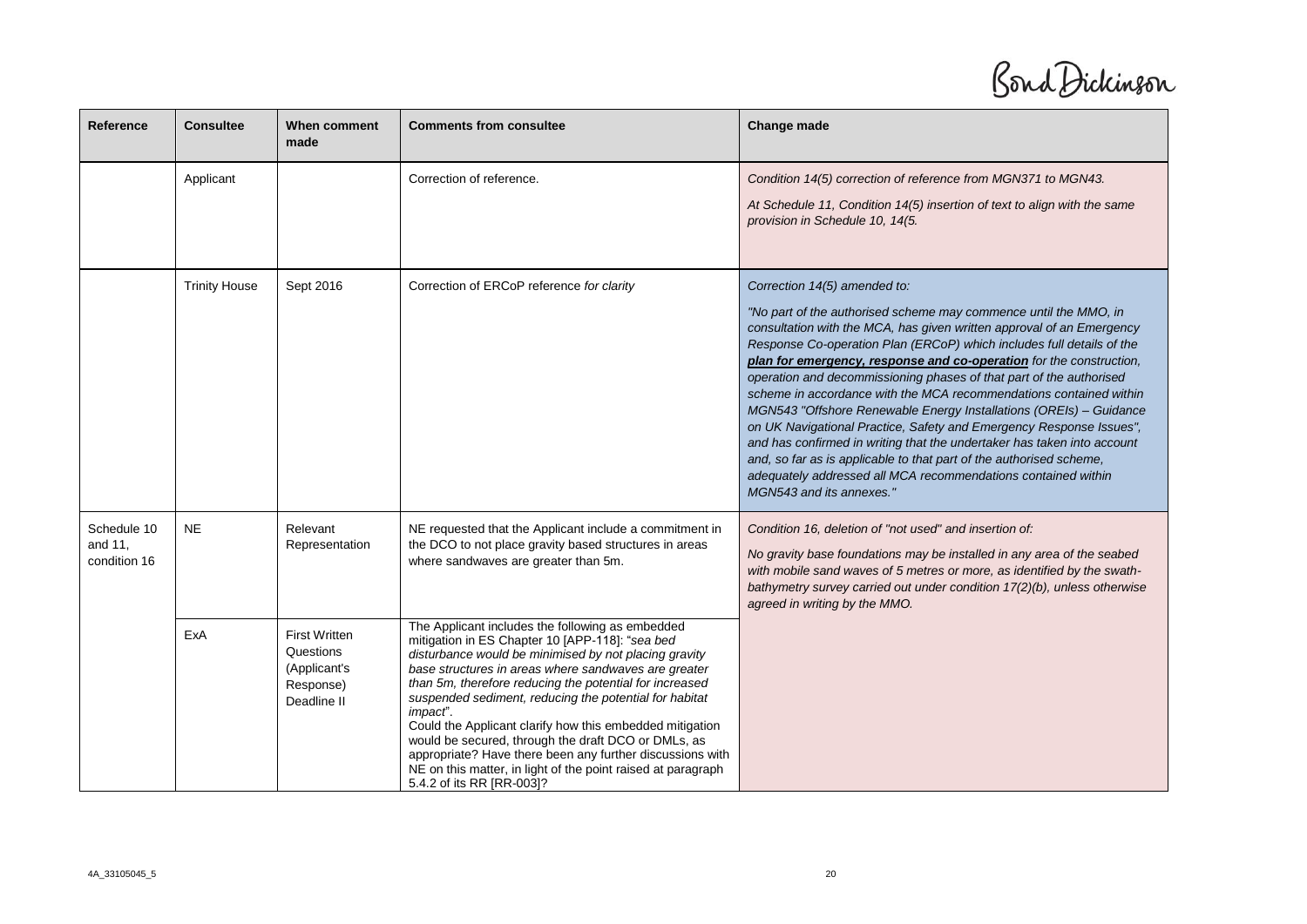| Reference | Consultee | When comment made | Comments from consultee | Change made |
|---|---|---|---|---|
| | Applicant | | Correction of reference. | *Condition 14(5) correction of reference from MGN371 to MGN43.*<br><br>*At Schedule 11, Condition 14(5) insertion of text to align with the same provision in Schedule 10, 14(5.* |
| | Trinity House | Sept 2016 | Correction of ERCoP reference *for clarity* | *Correction 14(5) amended to:*<br><br>*"No part of the authorised scheme may commence until the MMO, in consultation with the MCA, has given written approval of an Emergency Response Co-operation Plan (ERCoP) which includes full details of the* ***plan for emergency, response and co-operation*** *for the construction, operation and decommissioning phases of that part of the authorised scheme in accordance with the MCA recommendations contained within MGN543 "Offshore Renewable Energy Installations (OREIs) – Guidance on UK Navigational Practice, Safety and Emergency Response Issues", and has confirmed in writing that the undertaker has taken into account and, so far as is applicable to that part of the authorised scheme, adequately addressed all MCA recommendations contained within MGN543 and its annexes."* |
| Schedule 10 and 11, condition 16 | NE | Relevant Representation | NE requested that the Applicant include a commitment in the DCO to not place gravity based structures in areas where sandwaves are greater than 5m. | *Condition 16, deletion of "not used" and insertion of:*<br><br>*No gravity base foundations may be installed in any area of the seabed with mobile sand waves of 5 metres or more, as identified by the swath-bathymetry survey carried out under condition 17(2)(b), unless otherwise agreed in writing by the MMO.* |
| | ExA | First Written Questions (Applicant's Response) Deadline II | The Applicant includes the following as embedded mitigation in ES Chapter 10 [APP-118]: "*sea bed disturbance would be minimised by not placing gravity base structures in areas where sandwaves are greater than 5m, therefore reducing the potential for increased suspended sediment, reducing the potential for habitat impact*".<br>Could the Applicant clarify how this embedded mitigation would be secured, through the draft DCO or DMLs, as appropriate? Have there been any further discussions with NE on this matter, in light of the point raised at paragraph 5.4.2 of its RR [RR-003]? | |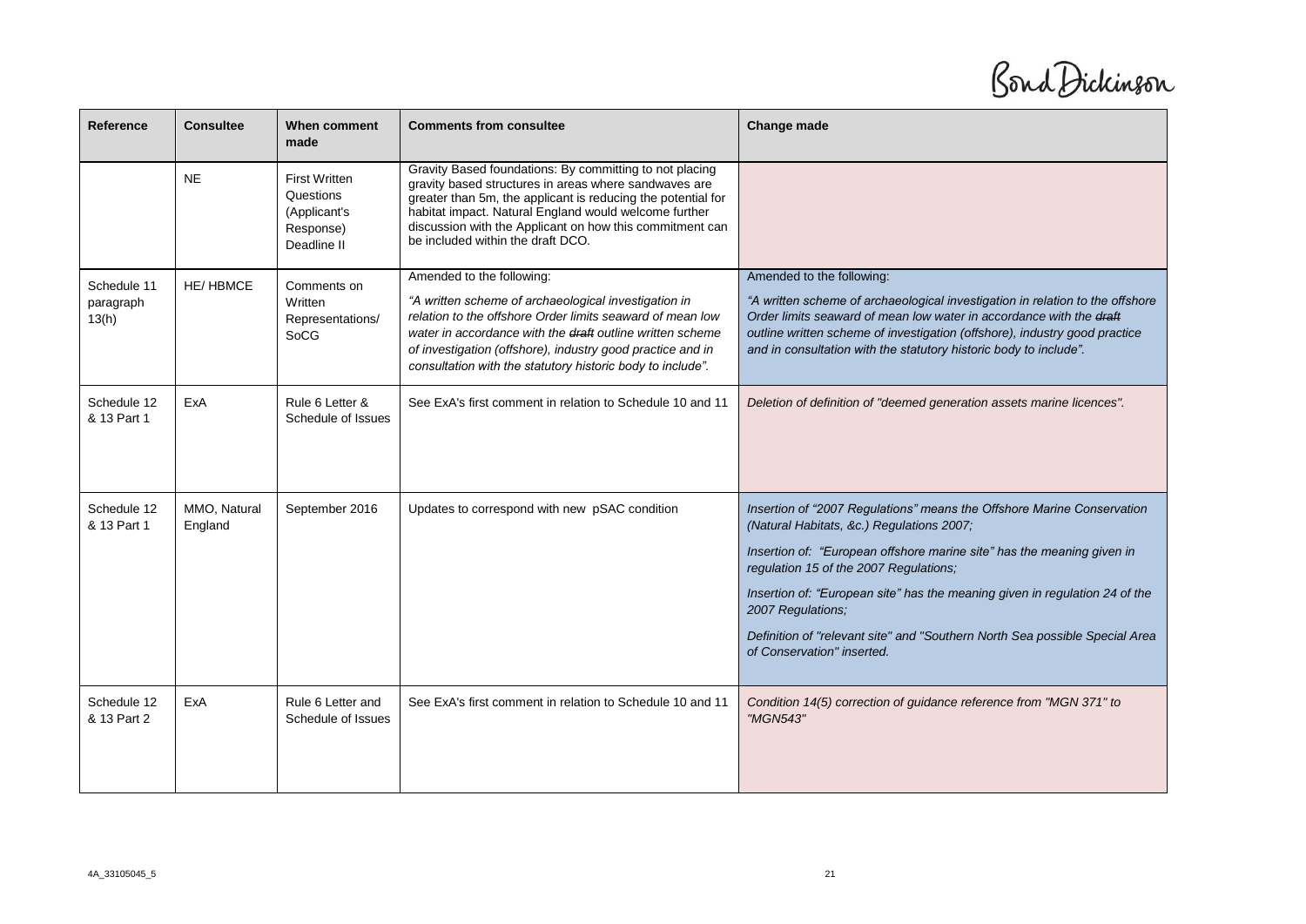| Reference | Consultee | When comment made | Comments from consultee | Change made |
|---|---|---|---|---|
| | NE | First Written Questions (Applicant's Response) Deadline II | Gravity Based foundations: By committing to not placing gravity based structures in areas where sandwaves are greater than 5m, the applicant is reducing the potential for habitat impact. Natural England would welcome further discussion with the Applicant on how this commitment can be included within the draft DCO. | |
| Schedule 11 paragraph 13(h) | HE/ HBMCE | Comments on Written Representations/ SoCG | Amended to the following: *"A written scheme of archaeological investigation in relation to the offshore Order limits seaward of mean low water in accordance with the ~~draft~~ outline written scheme of investigation (offshore), industry good practice and in consultation with the statutory historic body to include".* | Amended to the following: *"A written scheme of archaeological investigation in relation to the offshore Order limits seaward of mean low water in accordance with the ~~draft~~ outline written scheme of investigation (offshore), industry good practice and in consultation with the statutory historic body to include".* |
| Schedule 12 & 13 Part 1 | ExA | Rule 6 Letter & Schedule of Issues | See ExA's first comment in relation to Schedule 10 and 11 | *Deletion of definition of "deemed generation assets marine licences".* |
| Schedule 12 & 13 Part 1 | MMO, Natural England | September 2016 | Updates to correspond with new pSAC condition | *Insertion of "2007 Regulations" means the Offshore Marine Conservation (Natural Habitats, &c.) Regulations 2007;*<br><br>*Insertion of: "European offshore marine site" has the meaning given in regulation 15 of the 2007 Regulations;*<br><br>*Insertion of: "European site" has the meaning given in regulation 24 of the 2007 Regulations;*<br><br>*Definition of "relevant site" and "Southern North Sea possible Special Area of Conservation" inserted.* |
| Schedule 12 & 13 Part 2 | ExA | Rule 6 Letter and Schedule of Issues | See ExA's first comment in relation to Schedule 10 and 11 | *Condition 14(5) correction of guidance reference from "MGN 371" to "MGN543"* |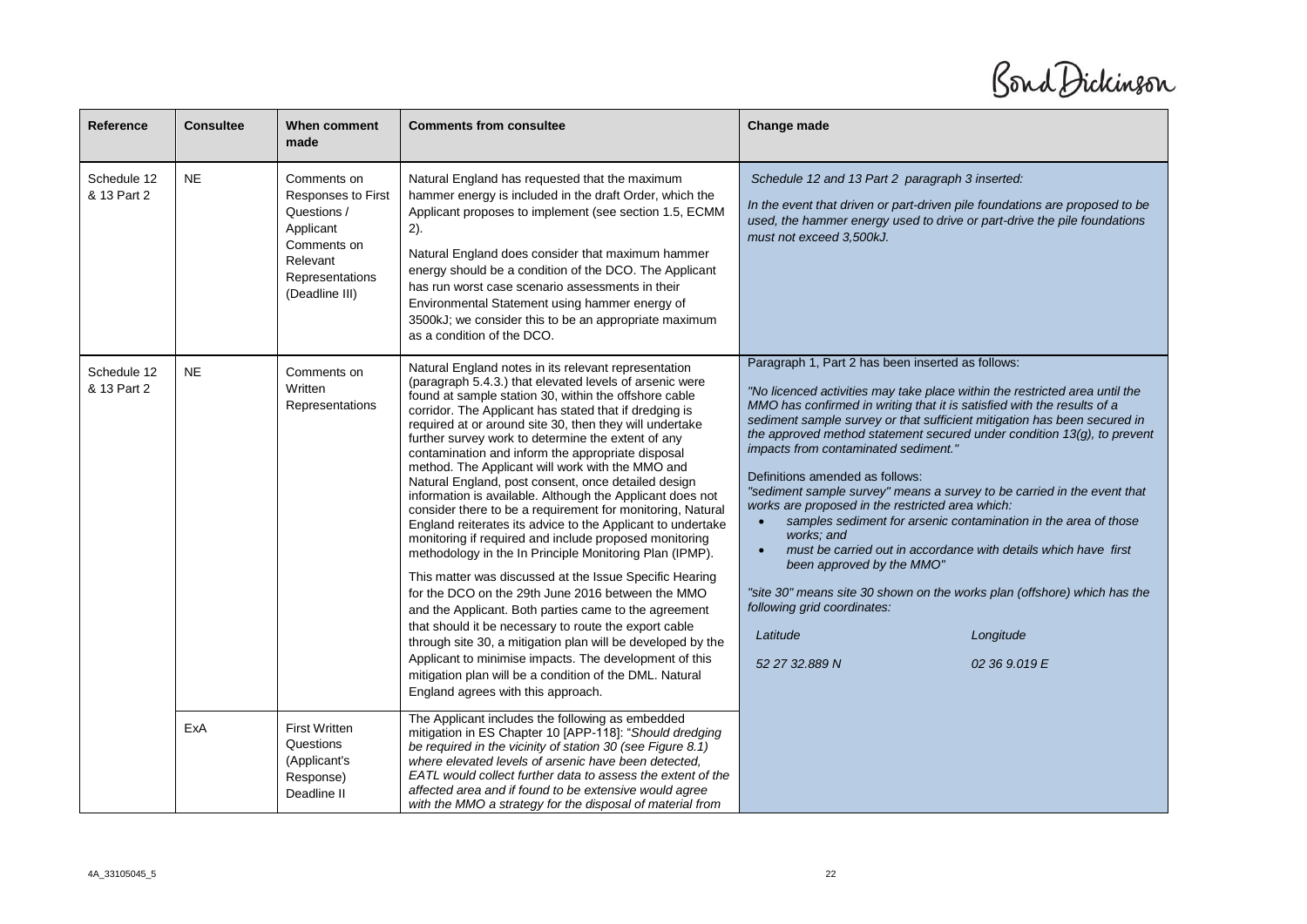| Reference | Consultee | When comment made | Comments from consultee | Change made |
|---|---|---|---|---|
| Schedule 12 & 13 Part 2 | NE | Comments on Responses to First Questions / Applicant Comments on Relevant Representations (Deadline III) | Natural England has requested that the maximum hammer energy is included in the draft Order, which the Applicant proposes to implement (see section 1.5, ECMM 2).<br><br>Natural England does consider that maximum hammer energy should be a condition of the DCO. The Applicant has run worst case scenario assessments in their Environmental Statement using hammer energy of 3500kJ; we consider this to be an appropriate maximum as a condition of the DCO. | *Schedule 12 and 13 Part 2 paragraph 3 inserted:*<br><br>*In the event that driven or part-driven pile foundations are proposed to be used, the hammer energy used to drive or part-drive the pile foundations must not exceed 3,500kJ.* |
| Schedule 12 & 13 Part 2 | NE | Comments on Written Representations | Natural England notes in its relevant representation (paragraph 5.4.3.) that elevated levels of arsenic were found at sample station 30, within the offshore cable corridor. The Applicant has stated that if dredging is required at or around site 30, then they will undertake further survey work to determine the extent of any contamination and inform the appropriate disposal method. The Applicant will work with the MMO and Natural England, post consent, once detailed design information is available. Although the Applicant does not consider there to be a requirement for monitoring, Natural England reiterates its advice to the Applicant to undertake monitoring if required and include proposed monitoring methodology in the In Principle Monitoring Plan (IPMP).<br><br>This matter was discussed at the Issue Specific Hearing for the DCO on the 29th June 2016 between the MMO and the Applicant. Both parties came to the agreement that should it be necessary to route the export cable through site 30, a mitigation plan will be developed by the Applicant to minimise impacts. The development of this mitigation plan will be a condition of the DML. Natural England agrees with this approach. | Paragraph 1, Part 2 has been inserted as follows:<br><br>*"No licenced activities may take place within the restricted area until the MMO has confirmed in writing that it is satisfied with the results of a sediment sample survey or that sufficient mitigation has been secured in the approved method statement secured under condition 13(g), to prevent impacts from contaminated sediment."*<br><br>Definitions amended as follows:<br>*"sediment sample survey" means a survey to be carried in the event that works are proposed in the restricted area which:*<br>• *samples sediment for arsenic contamination in the area of those works; and*<br>• *must be carried out in accordance with details which have first been approved by the MMO"*<br><br>*"site 30" means site 30 shown on the works plan (offshore) which has the following grid coordinates:*<br><br>*Latitude — Longitude*<br>*52 27 32.889 N — 02 36 9.019 E* |
| | ExA | First Written Questions (Applicant's Response) Deadline II | The Applicant includes the following as embedded mitigation in ES Chapter 10 [APP-118]: "*Should dredging be required in the vicinity of station 30 (see Figure 8.1) where elevated levels of arsenic have been detected, EATL would collect further data to assess the extent of the affected area and if found to be extensive would agree with the MMO a strategy for the disposal of material from* | |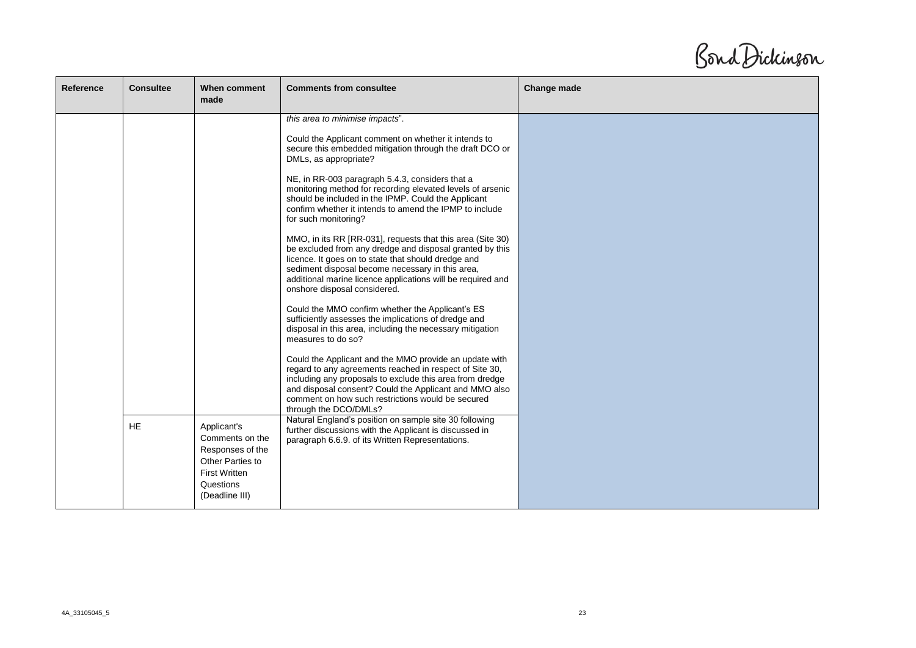| Reference | Consultee | When comment made | Comments from consultee | Change made |
|---|---|---|---|---|
| | | | *this area to minimise impacts*".<br><br>Could the Applicant comment on whether it intends to secure this embedded mitigation through the draft DCO or DMLs, as appropriate?<br><br>NE, in RR-003 paragraph 5.4.3, considers that a monitoring method for recording elevated levels of arsenic should be included in the IPMP. Could the Applicant confirm whether it intends to amend the IPMP to include for such monitoring?<br><br>MMO, in its RR [RR-031], requests that this area (Site 30) be excluded from any dredge and disposal granted by this licence. It goes on to state that should dredge and sediment disposal become necessary in this area, additional marine licence applications will be required and onshore disposal considered.<br><br>Could the MMO confirm whether the Applicant's ES sufficiently assesses the implications of dredge and disposal in this area, including the necessary mitigation measures to do so?<br><br>Could the Applicant and the MMO provide an update with regard to any agreements reached in respect of Site 30, including any proposals to exclude this area from dredge and disposal consent? Could the Applicant and MMO also comment on how such restrictions would be secured through the DCO/DMLs? | |
| | HE | Applicant's Comments on the Responses of the Other Parties to First Written Questions (Deadline III) | Natural England's position on sample site 30 following further discussions with the Applicant is discussed in paragraph 6.6.9. of its Written Representations. | |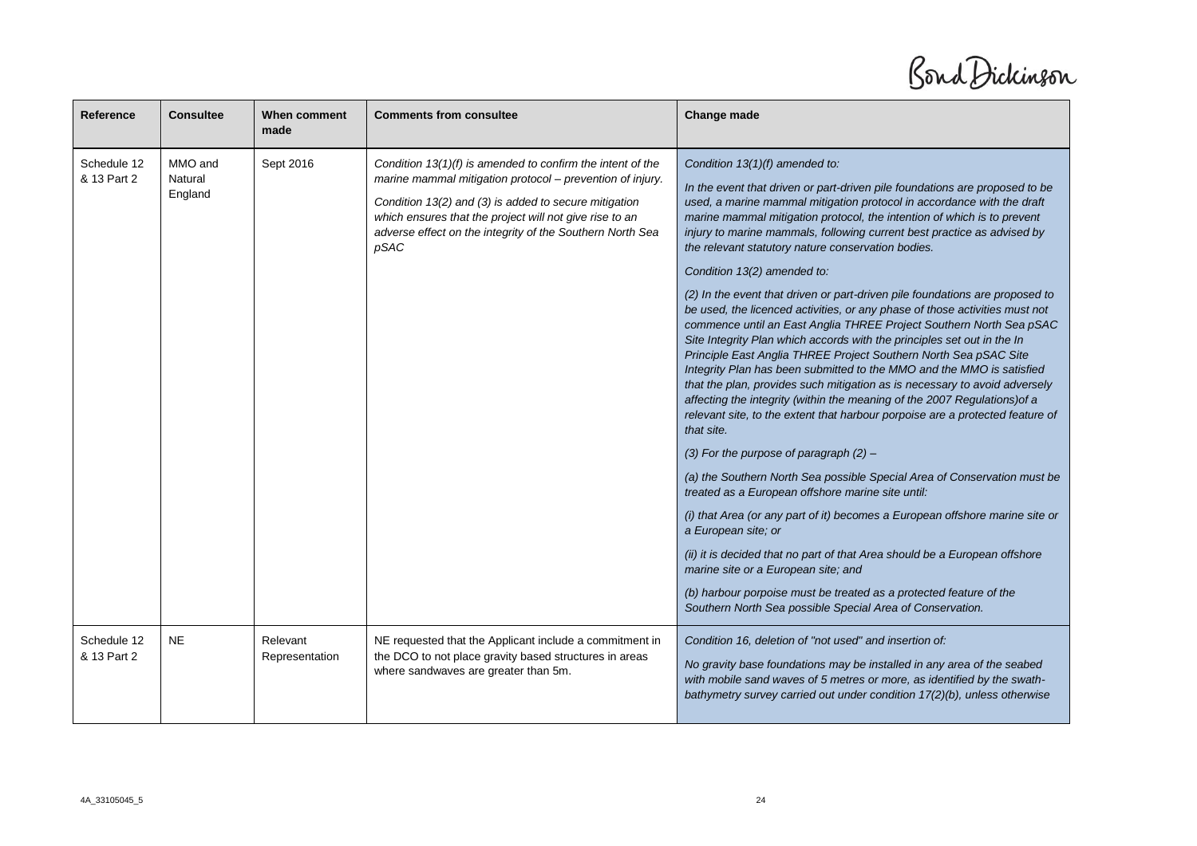| Reference | Consultee | When comment made | Comments from consultee | Change made |
|---|---|---|---|---|
| Schedule 12 & 13 Part 2 | MMO and Natural England | Sept 2016 | *Condition 13(1)(f) is amended to confirm the intent of the marine mammal mitigation protocol – prevention of injury.*<br><br>*Condition 13(2) and (3) is added to secure mitigation which ensures that the project will not give rise to an adverse effect on the integrity of the Southern North Sea pSAC* | *Condition 13(1)(f) amended to:*<br><br>*In the event that driven or part-driven pile foundations are proposed to be used, a marine mammal mitigation protocol in accordance with the draft marine mammal mitigation protocol, the intention of which is to prevent injury to marine mammals, following current best practice as advised by the relevant statutory nature conservation bodies.*<br><br>*Condition 13(2) amended to:*<br><br>*(2) In the event that driven or part-driven pile foundations are proposed to be used, the licenced activities, or any phase of those activities must not commence until an East Anglia THREE Project Southern North Sea pSAC Site Integrity Plan which accords with the principles set out in the In Principle East Anglia THREE Project Southern North Sea pSAC Site Integrity Plan has been submitted to the MMO and the MMO is satisfied that the plan, provides such mitigation as is necessary to avoid adversely affecting the integrity (within the meaning of the 2007 Regulations)of a relevant site, to the extent that harbour porpoise are a protected feature of that site.*<br><br>*(3) For the purpose of paragraph (2) –*<br><br>*(a) the Southern North Sea possible Special Area of Conservation must be treated as a European offshore marine site until:*<br><br>*(i) that Area (or any part of it) becomes a European offshore marine site or a European site; or*<br><br>*(ii) it is decided that no part of that Area should be a European offshore marine site or a European site; and*<br><br>*(b) harbour porpoise must be treated as a protected feature of the Southern North Sea possible Special Area of Conservation.* |
| Schedule 12 & 13 Part 2 | NE | Relevant Representation | NE requested that the Applicant include a commitment in the DCO to not place gravity based structures in areas where sandwaves are greater than 5m. | *Condition 16, deletion of "not used" and insertion of:*<br><br>*No gravity base foundations may be installed in any area of the seabed with mobile sand waves of 5 metres or more, as identified by the swath-bathymetry survey carried out under condition 17(2)(b), unless otherwise* |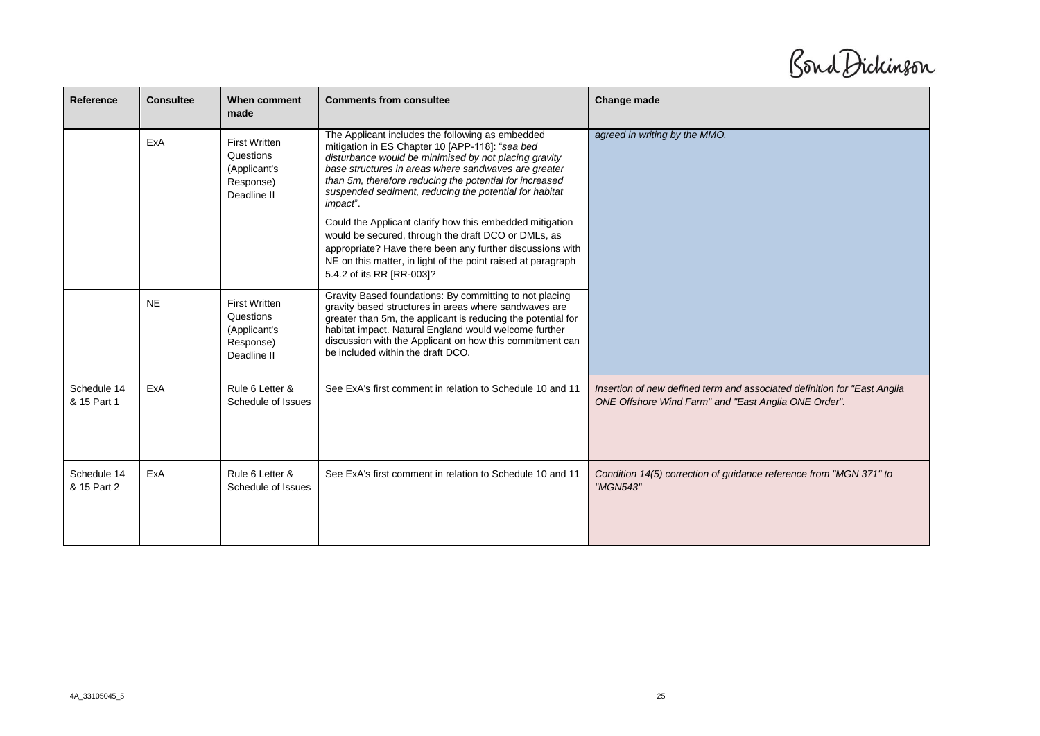| Reference | Consultee | When comment made | Comments from consultee | Change made |
|---|---|---|---|---|
| | ExA | First Written Questions (Applicant's Response) Deadline II | The Applicant includes the following as embedded mitigation in ES Chapter 10 [APP-118]: "*sea bed disturbance would be minimised by not placing gravity base structures in areas where sandwaves are greater than 5m, therefore reducing the potential for increased suspended sediment, reducing the potential for habitat impact*".<br><br>Could the Applicant clarify how this embedded mitigation would be secured, through the draft DCO or DMLs, as appropriate? Have there been any further discussions with NE on this matter, in light of the point raised at paragraph 5.4.2 of its RR [RR-003]? | *agreed in writing by the MMO.* |
| | NE | First Written Questions (Applicant's Response) Deadline II | Gravity Based foundations: By committing to not placing gravity based structures in areas where sandwaves are greater than 5m, the applicant is reducing the potential for habitat impact. Natural England would welcome further discussion with the Applicant on how this commitment can be included within the draft DCO. | |
| Schedule 14 & 15 Part 1 | ExA | Rule 6 Letter & Schedule of Issues | See ExA's first comment in relation to Schedule 10 and 11 | *Insertion of new defined term and associated definition for "East Anglia ONE Offshore Wind Farm" and "East Anglia ONE Order".* |
| Schedule 14 & 15 Part 2 | ExA | Rule 6 Letter & Schedule of Issues | See ExA's first comment in relation to Schedule 10 and 11 | *Condition 14(5) correction of guidance reference from "MGN 371" to "MGN543"* |